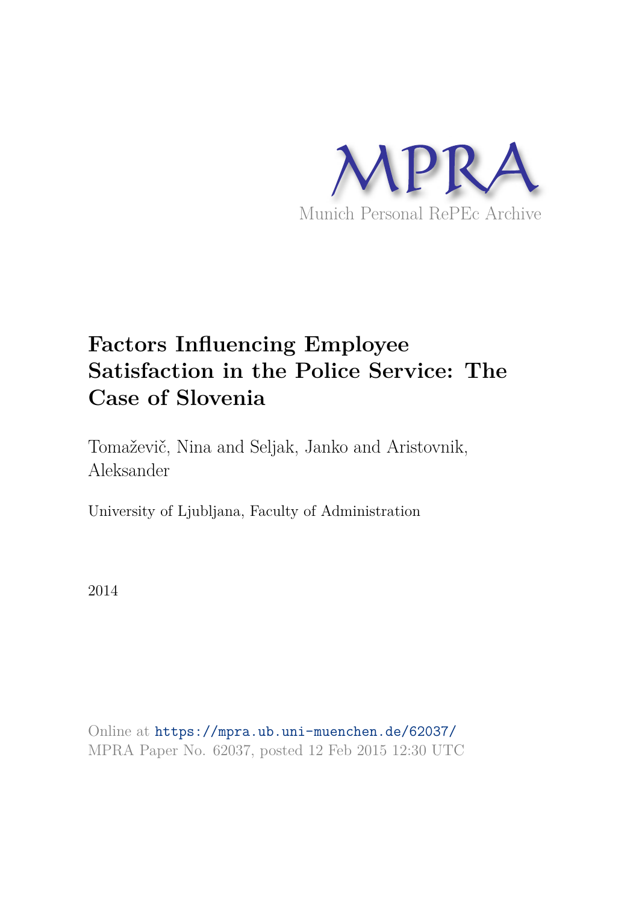MPRA

Munich Personal RePEc Archive

# Factors Influencing Employee Satisfaction in the Police Service: The Case of Slovenia

Tomaževič, Nina and Seljak, Janko and Aristovnik, Aleksander

University of Ljubljana, Faculty of Administration

2014

Online at https://mpra.ub.uni-muenchen.de/62037/
MPRA Paper No. 62037, posted 12 Feb 2015 12:30 UTC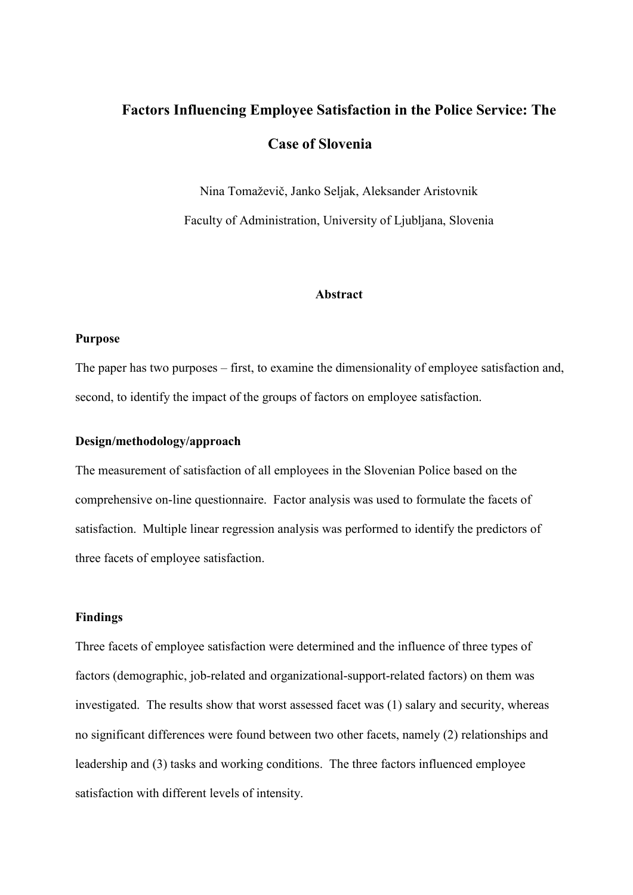# Factors Influencing Employee Satisfaction in the Police Service: The Case of Slovenia

Nina Tomaževič, Janko Seljak, Aleksander Aristovnik

Faculty of Administration, University of Ljubljana, Slovenia

## Abstract

### Purpose

The paper has two purposes – first, to examine the dimensionality of employee satisfaction and, second, to identify the impact of the groups of factors on employee satisfaction.

### Design/methodology/approach

The measurement of satisfaction of all employees in the Slovenian Police based on the comprehensive on-line questionnaire. Factor analysis was used to formulate the facets of satisfaction. Multiple linear regression analysis was performed to identify the predictors of three facets of employee satisfaction.

### Findings

Three facets of employee satisfaction were determined and the influence of three types of factors (demographic, job-related and organizational-support-related factors) on them was investigated. The results show that worst assessed facet was (1) salary and security, whereas no significant differences were found between two other facets, namely (2) relationships and leadership and (3) tasks and working conditions. The three factors influenced employee satisfaction with different levels of intensity.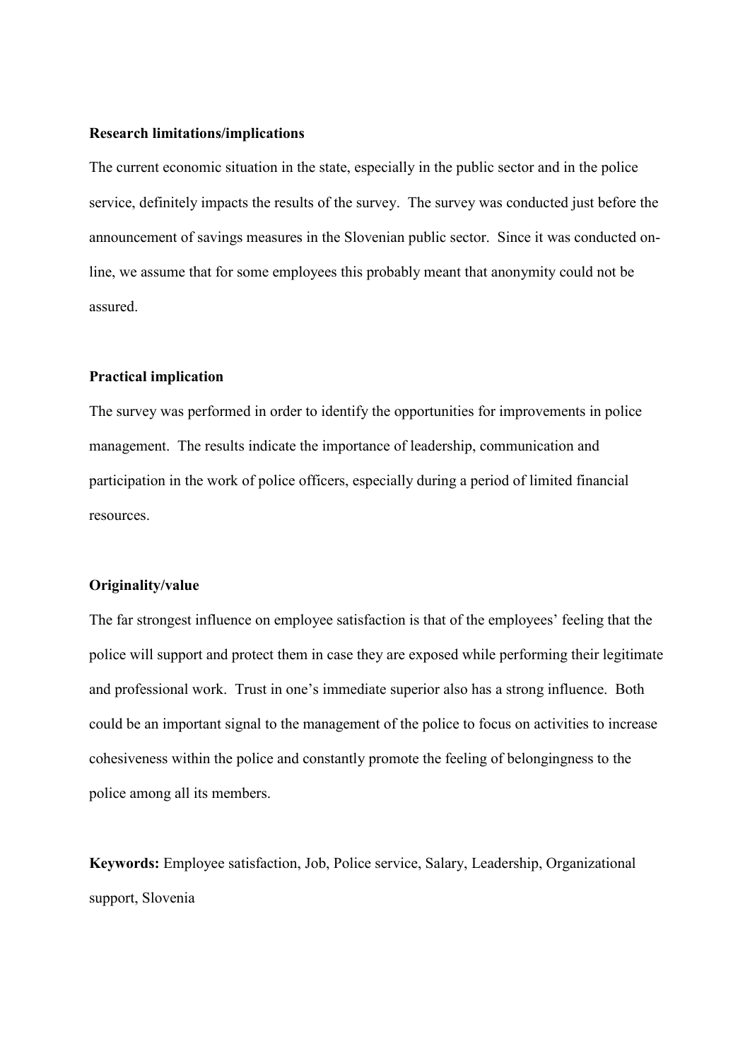**Research limitations/implications**

The current economic situation in the state, especially in the public sector and in the police service, definitely impacts the results of the survey. The survey was conducted just before the announcement of savings measures in the Slovenian public sector. Since it was conducted on-line, we assume that for some employees this probably meant that anonymity could not be assured.

**Practical implication**

The survey was performed in order to identify the opportunities for improvements in police management. The results indicate the importance of leadership, communication and participation in the work of police officers, especially during a period of limited financial resources.

**Originality/value**

The far strongest influence on employee satisfaction is that of the employees' feeling that the police will support and protect them in case they are exposed while performing their legitimate and professional work. Trust in one's immediate superior also has a strong influence. Both could be an important signal to the management of the police to focus on activities to increase cohesiveness within the police and constantly promote the feeling of belongingness to the police among all its members.

**Keywords:** Employee satisfaction, Job, Police service, Salary, Leadership, Organizational support, Slovenia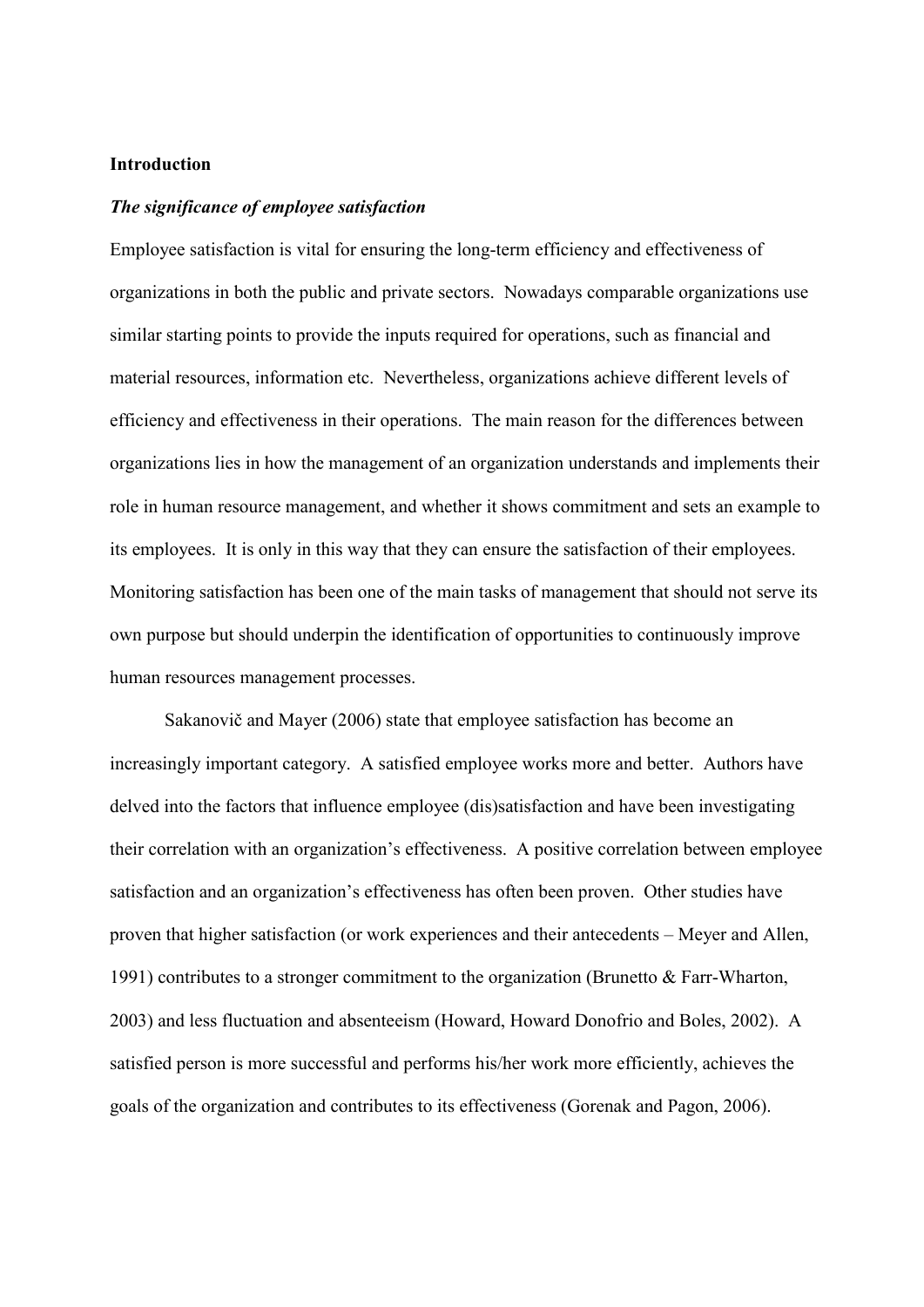**Introduction**

***The significance of employee satisfaction***

Employee satisfaction is vital for ensuring the long-term efficiency and effectiveness of organizations in both the public and private sectors. Nowadays comparable organizations use similar starting points to provide the inputs required for operations, such as financial and material resources, information etc. Nevertheless, organizations achieve different levels of efficiency and effectiveness in their operations. The main reason for the differences between organizations lies in how the management of an organization understands and implements their role in human resource management, and whether it shows commitment and sets an example to its employees. It is only in this way that they can ensure the satisfaction of their employees. Monitoring satisfaction has been one of the main tasks of management that should not serve its own purpose but should underpin the identification of opportunities to continuously improve human resources management processes.

Sakanovič and Mayer (2006) state that employee satisfaction has become an increasingly important category. A satisfied employee works more and better. Authors have delved into the factors that influence employee (dis)satisfaction and have been investigating their correlation with an organization's effectiveness. A positive correlation between employee satisfaction and an organization's effectiveness has often been proven. Other studies have proven that higher satisfaction (or work experiences and their antecedents – Meyer and Allen, 1991) contributes to a stronger commitment to the organization (Brunetto & Farr-Wharton, 2003) and less fluctuation and absenteeism (Howard, Howard Donofrio and Boles, 2002). A satisfied person is more successful and performs his/her work more efficiently, achieves the goals of the organization and contributes to its effectiveness (Gorenak and Pagon, 2006).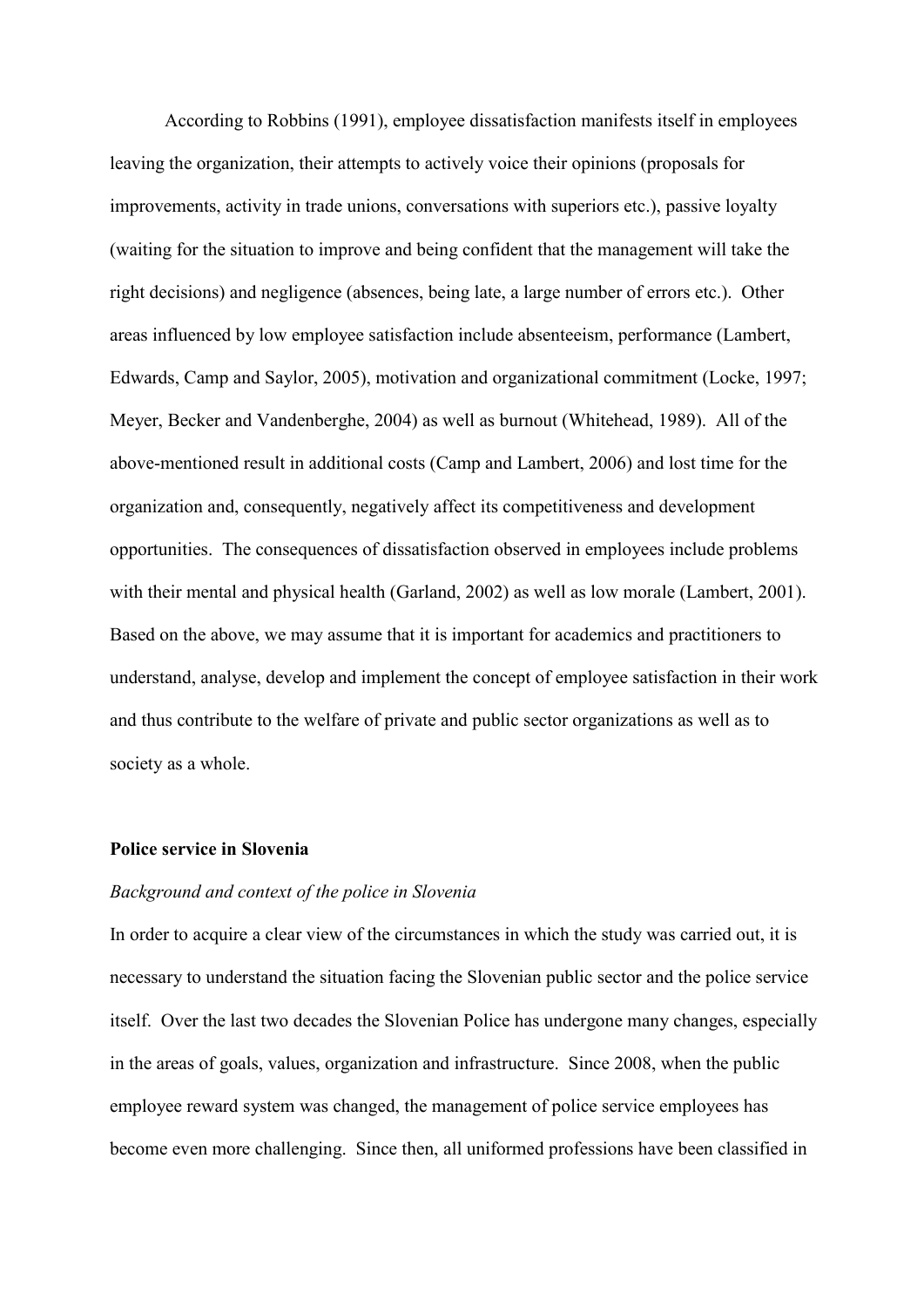According to Robbins (1991), employee dissatisfaction manifests itself in employees leaving the organization, their attempts to actively voice their opinions (proposals for improvements, activity in trade unions, conversations with superiors etc.), passive loyalty (waiting for the situation to improve and being confident that the management will take the right decisions) and negligence (absences, being late, a large number of errors etc.). Other areas influenced by low employee satisfaction include absenteeism, performance (Lambert, Edwards, Camp and Saylor, 2005), motivation and organizational commitment (Locke, 1997; Meyer, Becker and Vandenberghe, 2004) as well as burnout (Whitehead, 1989). All of the above-mentioned result in additional costs (Camp and Lambert, 2006) and lost time for the organization and, consequently, negatively affect its competitiveness and development opportunities. The consequences of dissatisfaction observed in employees include problems with their mental and physical health (Garland, 2002) as well as low morale (Lambert, 2001). Based on the above, we may assume that it is important for academics and practitioners to understand, analyse, develop and implement the concept of employee satisfaction in their work and thus contribute to the welfare of private and public sector organizations as well as to society as a whole.

**Police service in Slovenia**

*Background and context of the police in Slovenia*

In order to acquire a clear view of the circumstances in which the study was carried out, it is necessary to understand the situation facing the Slovenian public sector and the police service itself. Over the last two decades the Slovenian Police has undergone many changes, especially in the areas of goals, values, organization and infrastructure. Since 2008, when the public employee reward system was changed, the management of police service employees has become even more challenging. Since then, all uniformed professions have been classified in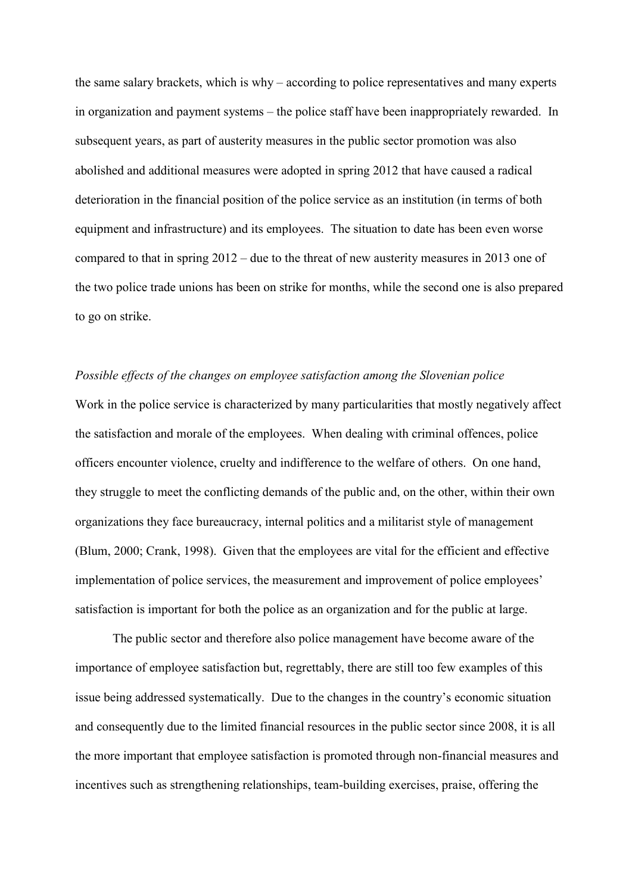the same salary brackets, which is why – according to police representatives and many experts in organization and payment systems – the police staff have been inappropriately rewarded. In subsequent years, as part of austerity measures in the public sector promotion was also abolished and additional measures were adopted in spring 2012 that have caused a radical deterioration in the financial position of the police service as an institution (in terms of both equipment and infrastructure) and its employees. The situation to date has been even worse compared to that in spring 2012 – due to the threat of new austerity measures in 2013 one of the two police trade unions has been on strike for months, while the second one is also prepared to go on strike.

*Possible effects of the changes on employee satisfaction among the Slovenian police*

Work in the police service is characterized by many particularities that mostly negatively affect the satisfaction and morale of the employees. When dealing with criminal offences, police officers encounter violence, cruelty and indifference to the welfare of others. On one hand, they struggle to meet the conflicting demands of the public and, on the other, within their own organizations they face bureaucracy, internal politics and a militarist style of management (Blum, 2000; Crank, 1998). Given that the employees are vital for the efficient and effective implementation of police services, the measurement and improvement of police employees' satisfaction is important for both the police as an organization and for the public at large.

The public sector and therefore also police management have become aware of the importance of employee satisfaction but, regrettably, there are still too few examples of this issue being addressed systematically. Due to the changes in the country's economic situation and consequently due to the limited financial resources in the public sector since 2008, it is all the more important that employee satisfaction is promoted through non-financial measures and incentives such as strengthening relationships, team-building exercises, praise, offering the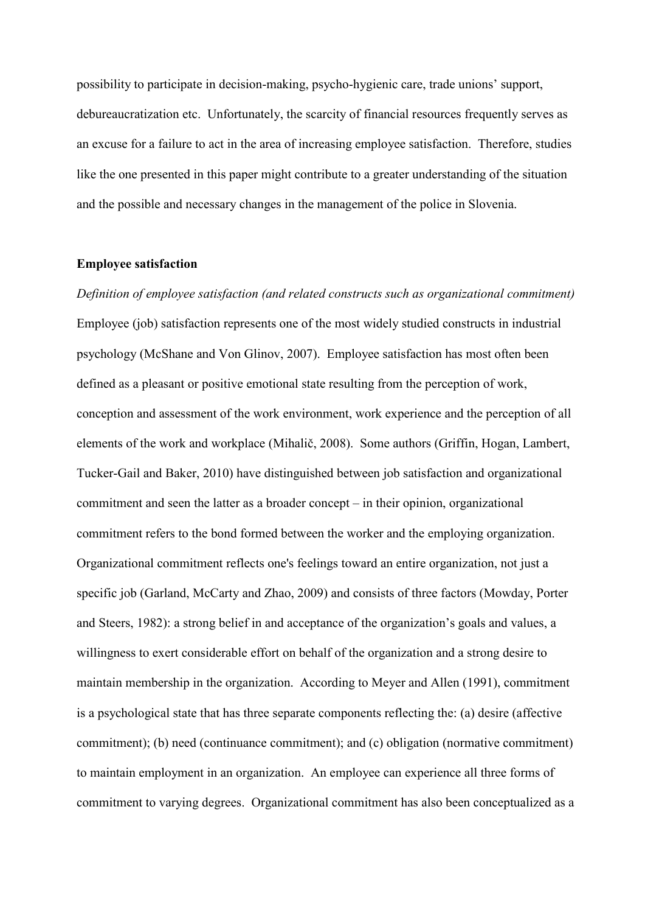possibility to participate in decision-making, psycho-hygienic care, trade unions' support, debureaucratization etc. Unfortunately, the scarcity of financial resources frequently serves as an excuse for a failure to act in the area of increasing employee satisfaction. Therefore, studies like the one presented in this paper might contribute to a greater understanding of the situation and the possible and necessary changes in the management of the police in Slovenia.

## Employee satisfaction

*Definition of employee satisfaction (and related constructs such as organizational commitment)*

Employee (job) satisfaction represents one of the most widely studied constructs in industrial psychology (McShane and Von Glinov, 2007). Employee satisfaction has most often been defined as a pleasant or positive emotional state resulting from the perception of work, conception and assessment of the work environment, work experience and the perception of all elements of the work and workplace (Mihalič, 2008). Some authors (Griffin, Hogan, Lambert, Tucker-Gail and Baker, 2010) have distinguished between job satisfaction and organizational commitment and seen the latter as a broader concept – in their opinion, organizational commitment refers to the bond formed between the worker and the employing organization. Organizational commitment reflects one's feelings toward an entire organization, not just a specific job (Garland, McCarty and Zhao, 2009) and consists of three factors (Mowday, Porter and Steers, 1982): a strong belief in and acceptance of the organization's goals and values, a willingness to exert considerable effort on behalf of the organization and a strong desire to maintain membership in the organization. According to Meyer and Allen (1991), commitment is a psychological state that has three separate components reflecting the: (a) desire (affective commitment); (b) need (continuance commitment); and (c) obligation (normative commitment) to maintain employment in an organization. An employee can experience all three forms of commitment to varying degrees. Organizational commitment has also been conceptualized as a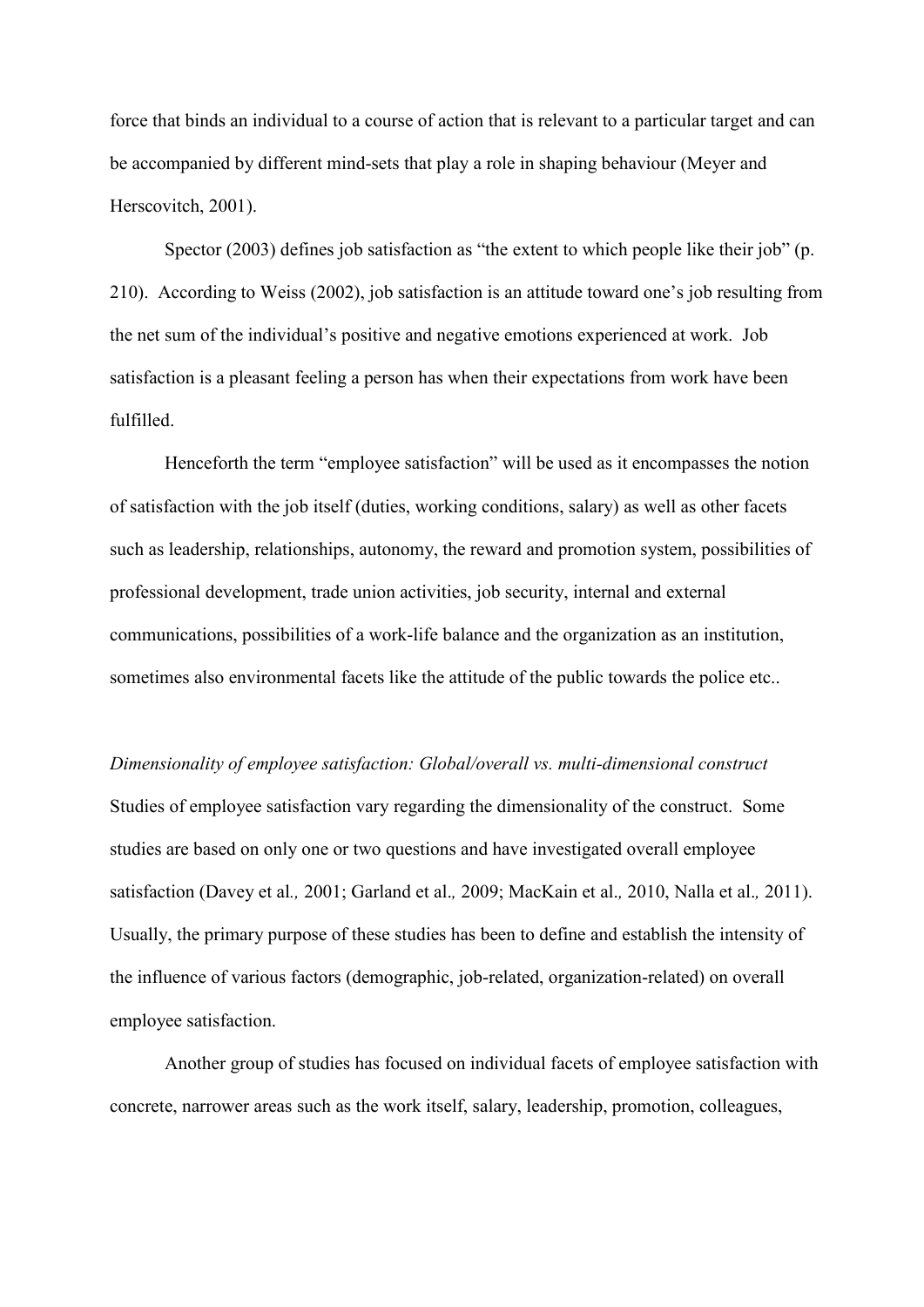force that binds an individual to a course of action that is relevant to a particular target and can be accompanied by different mind-sets that play a role in shaping behaviour (Meyer and Herscovitch, 2001).

Spector (2003) defines job satisfaction as "the extent to which people like their job" (p. 210). According to Weiss (2002), job satisfaction is an attitude toward one's job resulting from the net sum of the individual's positive and negative emotions experienced at work. Job satisfaction is a pleasant feeling a person has when their expectations from work have been fulfilled.

Henceforth the term "employee satisfaction" will be used as it encompasses the notion of satisfaction with the job itself (duties, working conditions, salary) as well as other facets such as leadership, relationships, autonomy, the reward and promotion system, possibilities of professional development, trade union activities, job security, internal and external communications, possibilities of a work-life balance and the organization as an institution, sometimes also environmental facets like the attitude of the public towards the police etc..

*Dimensionality of employee satisfaction: Global/overall vs. multi-dimensional construct*

Studies of employee satisfaction vary regarding the dimensionality of the construct. Some studies are based on only one or two questions and have investigated overall employee satisfaction (Davey et al*.,* 2001; Garland et al*.,* 2009; MacKain et al*.,* 2010, Nalla et al*.,* 2011). Usually, the primary purpose of these studies has been to define and establish the intensity of the influence of various factors (demographic, job-related, organization-related) on overall employee satisfaction.

Another group of studies has focused on individual facets of employee satisfaction with concrete, narrower areas such as the work itself, salary, leadership, promotion, colleagues,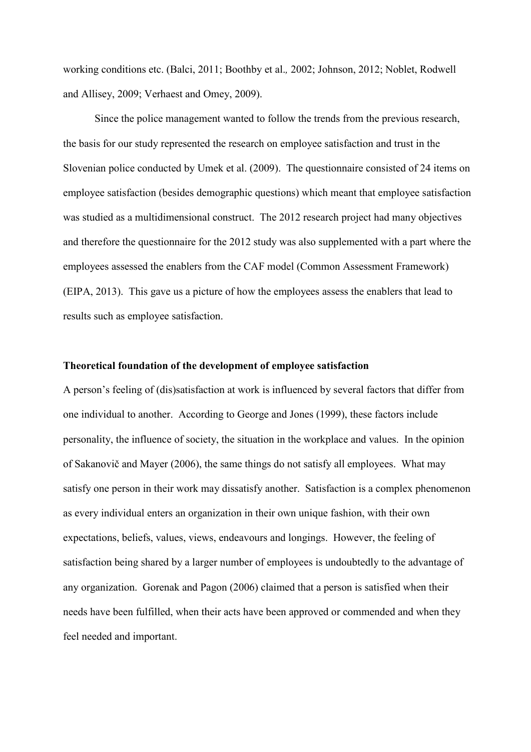working conditions etc. (Balci, 2011; Boothby et al., 2002; Johnson, 2012; Noblet, Rodwell and Allisey, 2009; Verhaest and Omey, 2009).

Since the police management wanted to follow the trends from the previous research, the basis for our study represented the research on employee satisfaction and trust in the Slovenian police conducted by Umek et al. (2009). The questionnaire consisted of 24 items on employee satisfaction (besides demographic questions) which meant that employee satisfaction was studied as a multidimensional construct. The 2012 research project had many objectives and therefore the questionnaire for the 2012 study was also supplemented with a part where the employees assessed the enablers from the CAF model (Common Assessment Framework) (EIPA, 2013). This gave us a picture of how the employees assess the enablers that lead to results such as employee satisfaction.

**Theoretical foundation of the development of employee satisfaction**

A person's feeling of (dis)satisfaction at work is influenced by several factors that differ from one individual to another. According to George and Jones (1999), these factors include personality, the influence of society, the situation in the workplace and values. In the opinion of Sakanovič and Mayer (2006), the same things do not satisfy all employees. What may satisfy one person in their work may dissatisfy another. Satisfaction is a complex phenomenon as every individual enters an organization in their own unique fashion, with their own expectations, beliefs, values, views, endeavours and longings. However, the feeling of satisfaction being shared by a larger number of employees is undoubtedly to the advantage of any organization. Gorenak and Pagon (2006) claimed that a person is satisfied when their needs have been fulfilled, when their acts have been approved or commended and when they feel needed and important.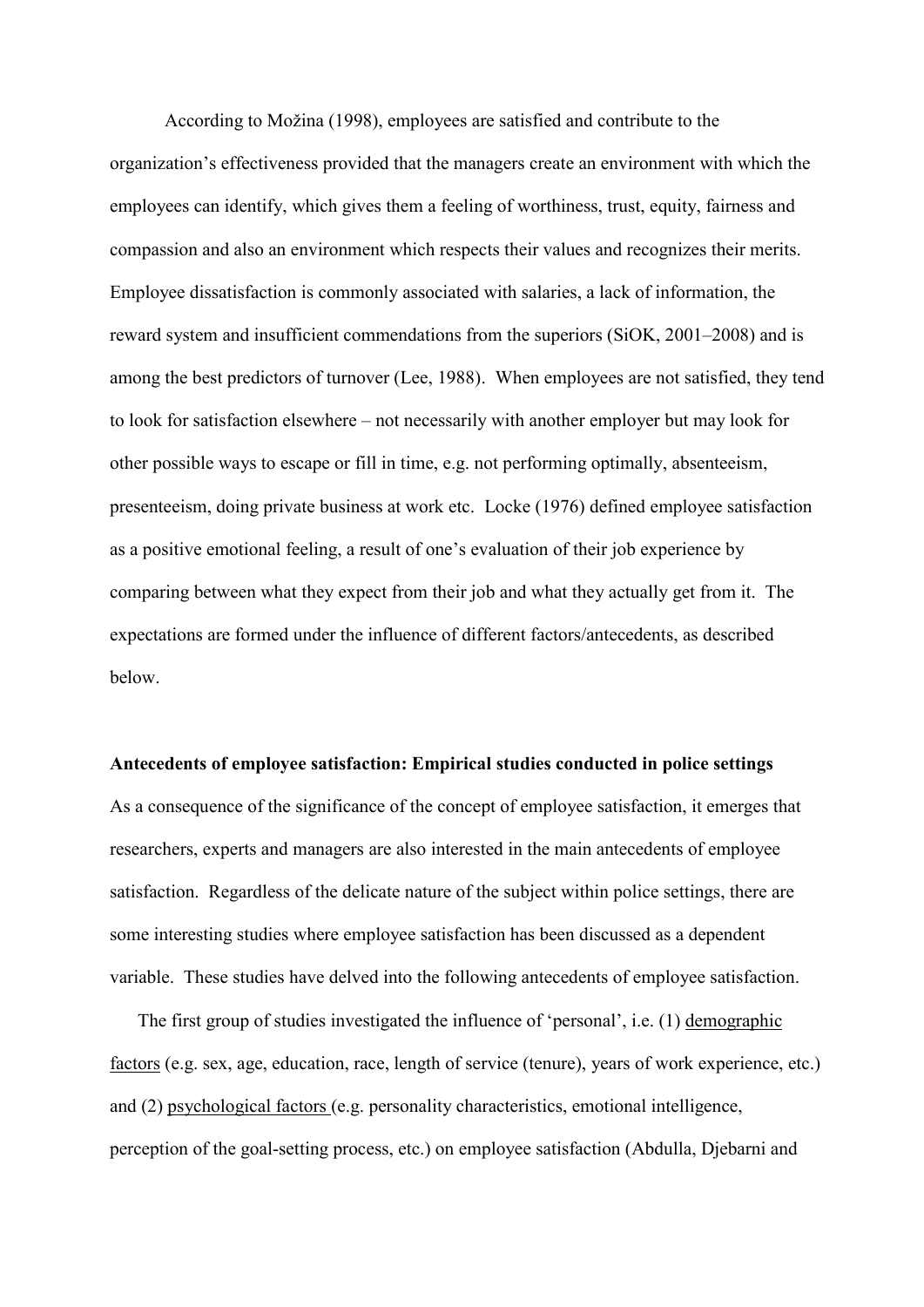According to Možina (1998), employees are satisfied and contribute to the organization's effectiveness provided that the managers create an environment with which the employees can identify, which gives them a feeling of worthiness, trust, equity, fairness and compassion and also an environment which respects their values and recognizes their merits. Employee dissatisfaction is commonly associated with salaries, a lack of information, the reward system and insufficient commendations from the superiors (SiOK, 2001–2008) and is among the best predictors of turnover (Lee, 1988). When employees are not satisfied, they tend to look for satisfaction elsewhere – not necessarily with another employer but may look for other possible ways to escape or fill in time, e.g. not performing optimally, absenteeism, presenteeism, doing private business at work etc. Locke (1976) defined employee satisfaction as a positive emotional feeling, a result of one's evaluation of their job experience by comparing between what they expect from their job and what they actually get from it. The expectations are formed under the influence of different factors/antecedents, as described below.

**Antecedents of employee satisfaction: Empirical studies conducted in police settings**

As a consequence of the significance of the concept of employee satisfaction, it emerges that researchers, experts and managers are also interested in the main antecedents of employee satisfaction. Regardless of the delicate nature of the subject within police settings, there are some interesting studies where employee satisfaction has been discussed as a dependent variable. These studies have delved into the following antecedents of employee satisfaction.

The first group of studies investigated the influence of 'personal', i.e. (1) demographic factors (e.g. sex, age, education, race, length of service (tenure), years of work experience, etc.) and (2) psychological factors (e.g. personality characteristics, emotional intelligence, perception of the goal-setting process, etc.) on employee satisfaction (Abdulla, Djebarni and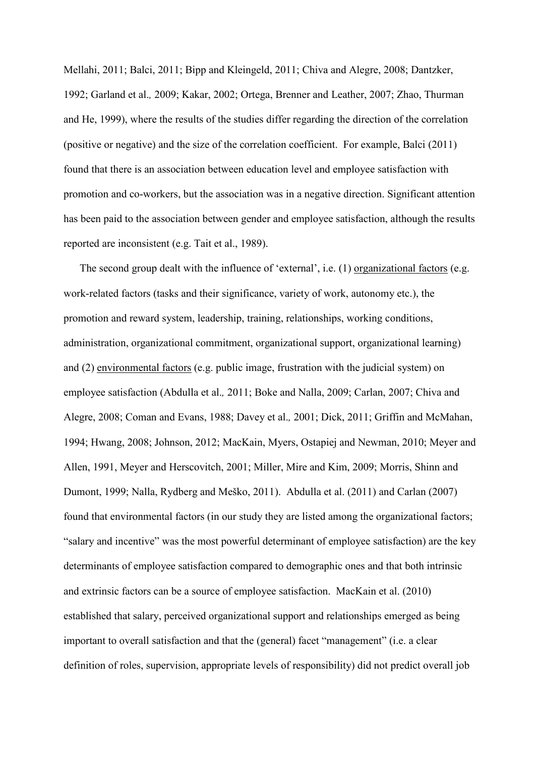Mellahi, 2011; Balci, 2011; Bipp and Kleingeld, 2011; Chiva and Alegre, 2008; Dantzker, 1992; Garland et al., 2009; Kakar, 2002; Ortega, Brenner and Leather, 2007; Zhao, Thurman and He, 1999), where the results of the studies differ regarding the direction of the correlation (positive or negative) and the size of the correlation coefficient. For example, Balci (2011) found that there is an association between education level and employee satisfaction with promotion and co-workers, but the association was in a negative direction. Significant attention has been paid to the association between gender and employee satisfaction, although the results reported are inconsistent (e.g. Tait et al., 1989).

The second group dealt with the influence of 'external', i.e. (1) <u>organizational factors</u> (e.g. work-related factors (tasks and their significance, variety of work, autonomy etc.), the promotion and reward system, leadership, training, relationships, working conditions, administration, organizational commitment, organizational support, organizational learning) and (2) <u>environmental factors</u> (e.g. public image, frustration with the judicial system) on employee satisfaction (Abdulla et al., 2011; Boke and Nalla, 2009; Carlan, 2007; Chiva and Alegre, 2008; Coman and Evans, 1988; Davey et al., 2001; Dick, 2011; Griffin and McMahan, 1994; Hwang, 2008; Johnson, 2012; MacKain, Myers, Ostapiej and Newman, 2010; Meyer and Allen, 1991, Meyer and Herscovitch, 2001; Miller, Mire and Kim, 2009; Morris, Shinn and Dumont, 1999; Nalla, Rydberg and Meško, 2011). Abdulla et al. (2011) and Carlan (2007) found that environmental factors (in our study they are listed among the organizational factors; "salary and incentive" was the most powerful determinant of employee satisfaction) are the key determinants of employee satisfaction compared to demographic ones and that both intrinsic and extrinsic factors can be a source of employee satisfaction. MacKain et al. (2010) established that salary, perceived organizational support and relationships emerged as being important to overall satisfaction and that the (general) facet "management" (i.e. a clear definition of roles, supervision, appropriate levels of responsibility) did not predict overall job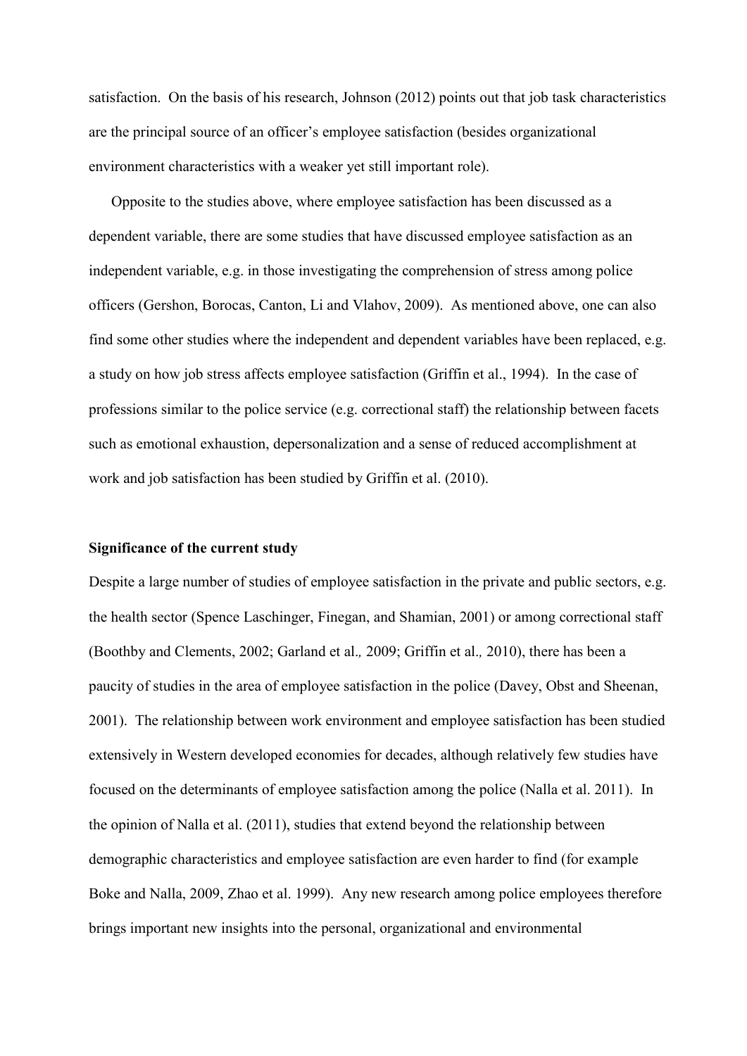satisfaction. On the basis of his research, Johnson (2012) points out that job task characteristics are the principal source of an officer's employee satisfaction (besides organizational environment characteristics with a weaker yet still important role).

Opposite to the studies above, where employee satisfaction has been discussed as a dependent variable, there are some studies that have discussed employee satisfaction as an independent variable, e.g. in those investigating the comprehension of stress among police officers (Gershon, Borocas, Canton, Li and Vlahov, 2009). As mentioned above, one can also find some other studies where the independent and dependent variables have been replaced, e.g. a study on how job stress affects employee satisfaction (Griffin et al., 1994). In the case of professions similar to the police service (e.g. correctional staff) the relationship between facets such as emotional exhaustion, depersonalization and a sense of reduced accomplishment at work and job satisfaction has been studied by Griffin et al. (2010).

**Significance of the current study**

Despite a large number of studies of employee satisfaction in the private and public sectors, e.g. the health sector (Spence Laschinger, Finegan, and Shamian, 2001) or among correctional staff (Boothby and Clements, 2002; Garland et al., 2009; Griffin et al., 2010), there has been a paucity of studies in the area of employee satisfaction in the police (Davey, Obst and Sheenan, 2001). The relationship between work environment and employee satisfaction has been studied extensively in Western developed economies for decades, although relatively few studies have focused on the determinants of employee satisfaction among the police (Nalla et al. 2011). In the opinion of Nalla et al. (2011), studies that extend beyond the relationship between demographic characteristics and employee satisfaction are even harder to find (for example Boke and Nalla, 2009, Zhao et al. 1999). Any new research among police employees therefore brings important new insights into the personal, organizational and environmental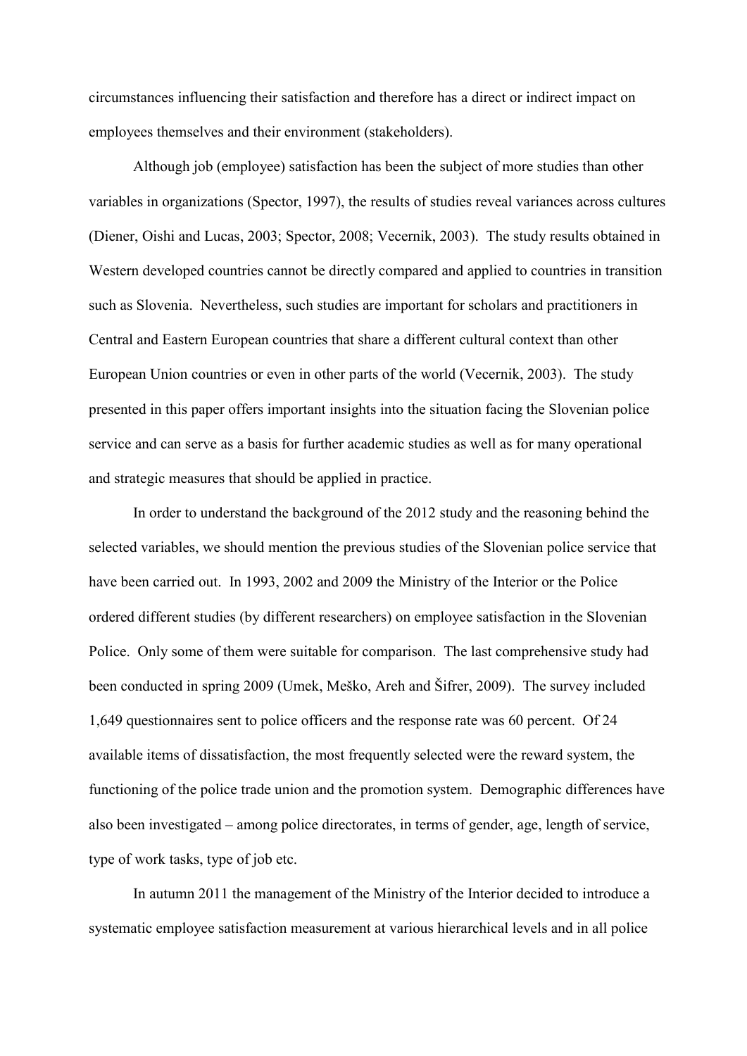circumstances influencing their satisfaction and therefore has a direct or indirect impact on employees themselves and their environment (stakeholders).

Although job (employee) satisfaction has been the subject of more studies than other variables in organizations (Spector, 1997), the results of studies reveal variances across cultures (Diener, Oishi and Lucas, 2003; Spector, 2008; Vecernik, 2003). The study results obtained in Western developed countries cannot be directly compared and applied to countries in transition such as Slovenia. Nevertheless, such studies are important for scholars and practitioners in Central and Eastern European countries that share a different cultural context than other European Union countries or even in other parts of the world (Vecernik, 2003). The study presented in this paper offers important insights into the situation facing the Slovenian police service and can serve as a basis for further academic studies as well as for many operational and strategic measures that should be applied in practice.

In order to understand the background of the 2012 study and the reasoning behind the selected variables, we should mention the previous studies of the Slovenian police service that have been carried out. In 1993, 2002 and 2009 the Ministry of the Interior or the Police ordered different studies (by different researchers) on employee satisfaction in the Slovenian Police. Only some of them were suitable for comparison. The last comprehensive study had been conducted in spring 2009 (Umek, Meško, Areh and Šifrer, 2009). The survey included 1,649 questionnaires sent to police officers and the response rate was 60 percent. Of 24 available items of dissatisfaction, the most frequently selected were the reward system, the functioning of the police trade union and the promotion system. Demographic differences have also been investigated – among police directorates, in terms of gender, age, length of service, type of work tasks, type of job etc.

In autumn 2011 the management of the Ministry of the Interior decided to introduce a systematic employee satisfaction measurement at various hierarchical levels and in all police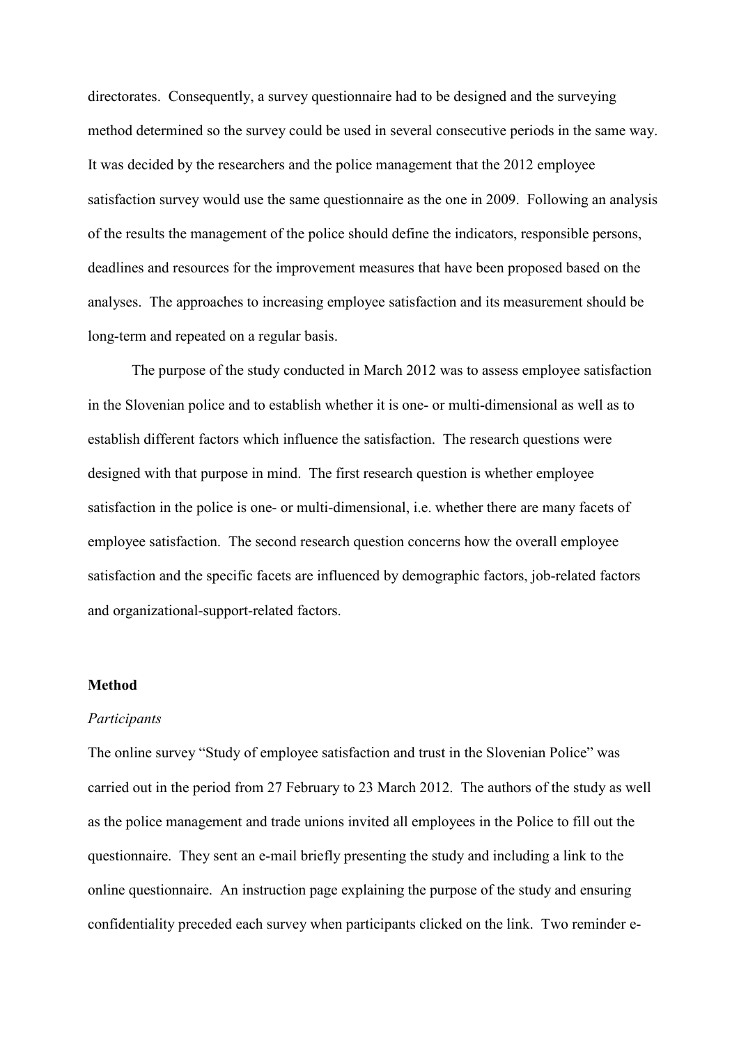directorates. Consequently, a survey questionnaire had to be designed and the surveying method determined so the survey could be used in several consecutive periods in the same way. It was decided by the researchers and the police management that the 2012 employee satisfaction survey would use the same questionnaire as the one in 2009. Following an analysis of the results the management of the police should define the indicators, responsible persons, deadlines and resources for the improvement measures that have been proposed based on the analyses. The approaches to increasing employee satisfaction and its measurement should be long-term and repeated on a regular basis.

The purpose of the study conducted in March 2012 was to assess employee satisfaction in the Slovenian police and to establish whether it is one- or multi-dimensional as well as to establish different factors which influence the satisfaction. The research questions were designed with that purpose in mind. The first research question is whether employee satisfaction in the police is one- or multi-dimensional, i.e. whether there are many facets of employee satisfaction. The second research question concerns how the overall employee satisfaction and the specific facets are influenced by demographic factors, job-related factors and organizational-support-related factors.

**Method**

*Participants*

The online survey "Study of employee satisfaction and trust in the Slovenian Police" was carried out in the period from 27 February to 23 March 2012. The authors of the study as well as the police management and trade unions invited all employees in the Police to fill out the questionnaire. They sent an e-mail briefly presenting the study and including a link to the online questionnaire. An instruction page explaining the purpose of the study and ensuring confidentiality preceded each survey when participants clicked on the link. Two reminder e-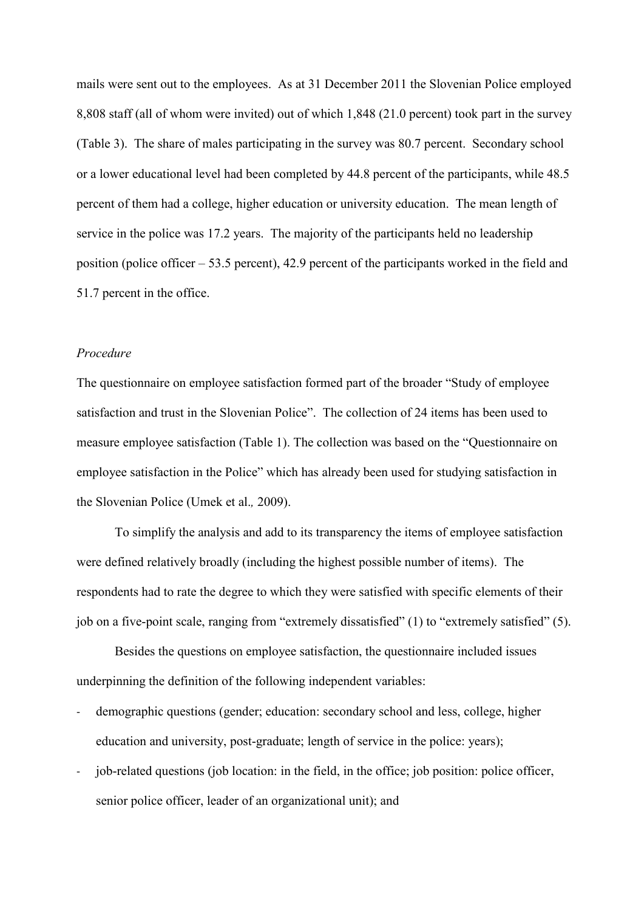mails were sent out to the employees. As at 31 December 2011 the Slovenian Police employed 8,808 staff (all of whom were invited) out of which 1,848 (21.0 percent) took part in the survey (Table 3). The share of males participating in the survey was 80.7 percent. Secondary school or a lower educational level had been completed by 44.8 percent of the participants, while 48.5 percent of them had a college, higher education or university education. The mean length of service in the police was 17.2 years. The majority of the participants held no leadership position (police officer – 53.5 percent), 42.9 percent of the participants worked in the field and 51.7 percent in the office.

*Procedure*

The questionnaire on employee satisfaction formed part of the broader "Study of employee satisfaction and trust in the Slovenian Police". The collection of 24 items has been used to measure employee satisfaction (Table 1). The collection was based on the "Questionnaire on employee satisfaction in the Police" which has already been used for studying satisfaction in the Slovenian Police (Umek et al.*,* 2009).

To simplify the analysis and add to its transparency the items of employee satisfaction were defined relatively broadly (including the highest possible number of items). The respondents had to rate the degree to which they were satisfied with specific elements of their job on a five-point scale, ranging from "extremely dissatisfied" (1) to "extremely satisfied" (5).

Besides the questions on employee satisfaction, the questionnaire included issues underpinning the definition of the following independent variables:

- demographic questions (gender; education: secondary school and less, college, higher education and university, post-graduate; length of service in the police: years);
- job-related questions (job location: in the field, in the office; job position: police officer, senior police officer, leader of an organizational unit); and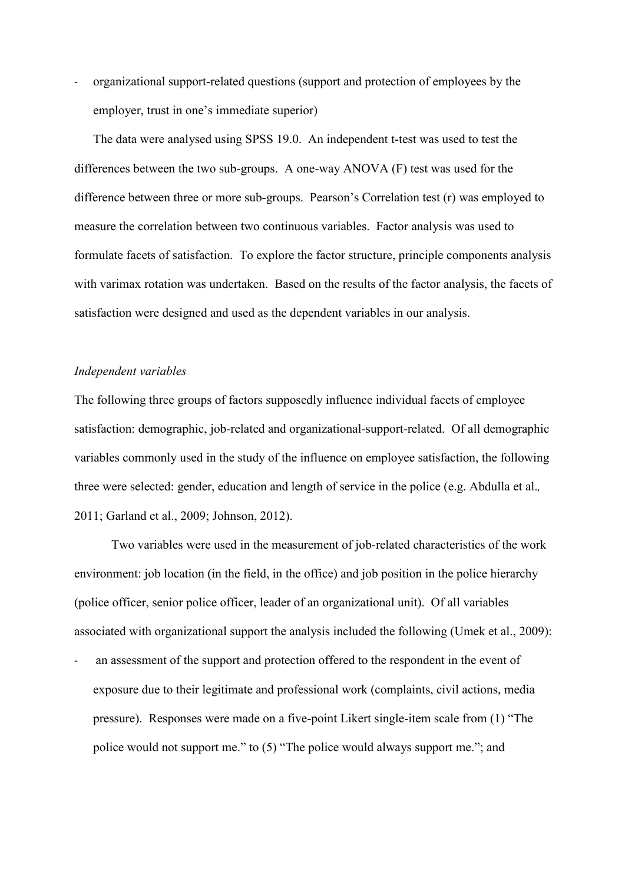- organizational support-related questions (support and protection of employees by the employer, trust in one's immediate superior)

The data were analysed using SPSS 19.0. An independent t-test was used to test the differences between the two sub-groups. A one-way ANOVA (F) test was used for the difference between three or more sub-groups. Pearson's Correlation test (r) was employed to measure the correlation between two continuous variables. Factor analysis was used to formulate facets of satisfaction. To explore the factor structure, principle components analysis with varimax rotation was undertaken. Based on the results of the factor analysis, the facets of satisfaction were designed and used as the dependent variables in our analysis.

*Independent variables*

The following three groups of factors supposedly influence individual facets of employee satisfaction: demographic, job-related and organizational-support-related. Of all demographic variables commonly used in the study of the influence on employee satisfaction, the following three were selected: gender, education and length of service in the police (e.g. Abdulla et al., 2011; Garland et al., 2009; Johnson, 2012).

Two variables were used in the measurement of job-related characteristics of the work environment: job location (in the field, in the office) and job position in the police hierarchy (police officer, senior police officer, leader of an organizational unit). Of all variables associated with organizational support the analysis included the following (Umek et al., 2009):

- an assessment of the support and protection offered to the respondent in the event of exposure due to their legitimate and professional work (complaints, civil actions, media pressure). Responses were made on a five-point Likert single-item scale from (1) "The police would not support me." to (5) "The police would always support me."; and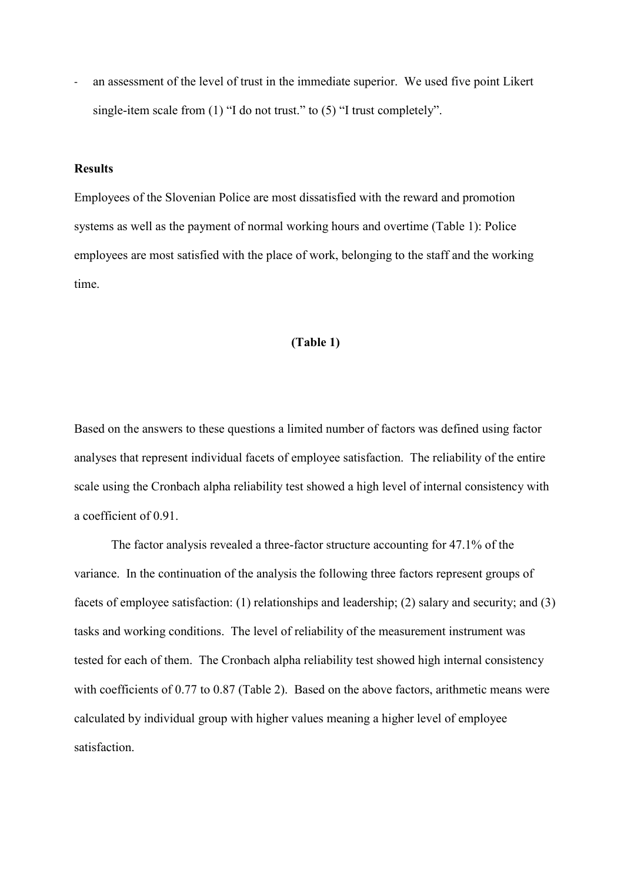- an assessment of the level of trust in the immediate superior. We used five point Likert single-item scale from (1) “I do not trust.” to (5) “I trust completely”.

**Results**

Employees of the Slovenian Police are most dissatisfied with the reward and promotion systems as well as the payment of normal working hours and overtime (Table 1): Police employees are most satisfied with the place of work, belonging to the staff and the working time.

**(Table 1)**

Based on the answers to these questions a limited number of factors was defined using factor analyses that represent individual facets of employee satisfaction. The reliability of the entire scale using the Cronbach alpha reliability test showed a high level of internal consistency with a coefficient of 0.91.

The factor analysis revealed a three-factor structure accounting for 47.1% of the variance. In the continuation of the analysis the following three factors represent groups of facets of employee satisfaction: (1) relationships and leadership; (2) salary and security; and (3) tasks and working conditions. The level of reliability of the measurement instrument was tested for each of them. The Cronbach alpha reliability test showed high internal consistency with coefficients of 0.77 to 0.87 (Table 2). Based on the above factors, arithmetic means were calculated by individual group with higher values meaning a higher level of employee satisfaction.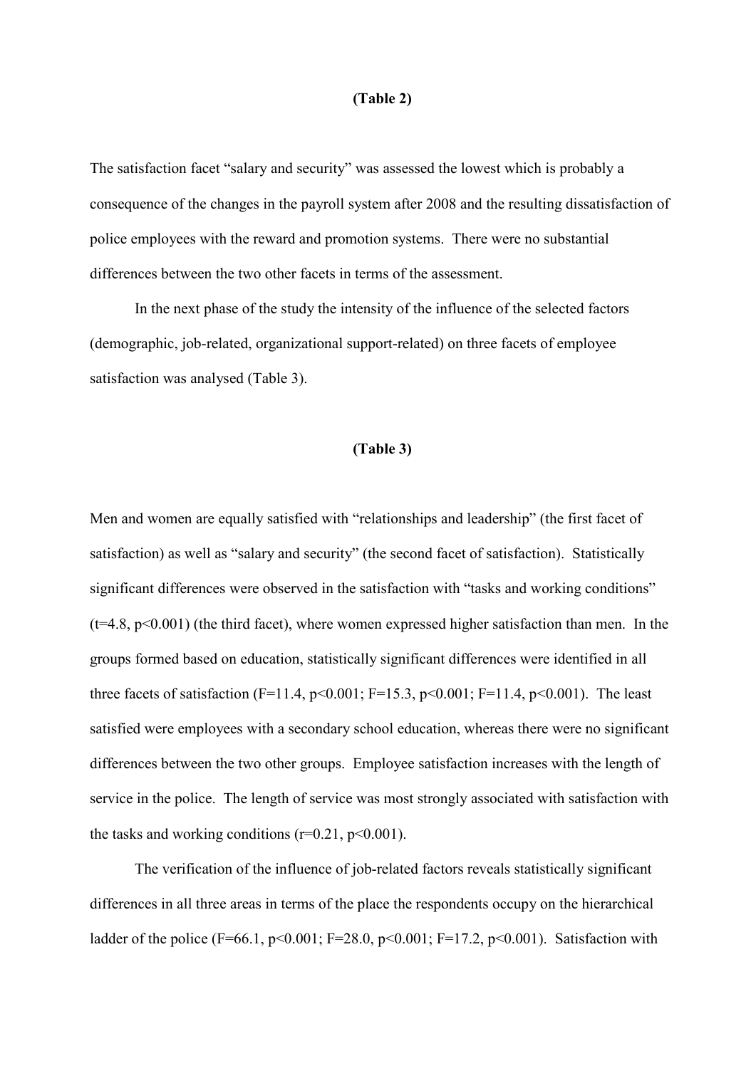**(Table 2)**

The satisfaction facet "salary and security" was assessed the lowest which is probably a consequence of the changes in the payroll system after 2008 and the resulting dissatisfaction of police employees with the reward and promotion systems. There were no substantial differences between the two other facets in terms of the assessment.

In the next phase of the study the intensity of the influence of the selected factors (demographic, job-related, organizational support-related) on three facets of employee satisfaction was analysed (Table 3).

**(Table 3)**

Men and women are equally satisfied with "relationships and leadership" (the first facet of satisfaction) as well as "salary and security" (the second facet of satisfaction). Statistically significant differences were observed in the satisfaction with "tasks and working conditions" ($t=4.8$, $p<0.001$) (the third facet), where women expressed higher satisfaction than men. In the groups formed based on education, statistically significant differences were identified in all three facets of satisfaction ($F=11.4$, $p<0.001$; $F=15.3$, $p<0.001$; $F=11.4$, $p<0.001$). The least satisfied were employees with a secondary school education, whereas there were no significant differences between the two other groups. Employee satisfaction increases with the length of service in the police. The length of service was most strongly associated with satisfaction with the tasks and working conditions ($r=0.21$, $p<0.001$).

The verification of the influence of job-related factors reveals statistically significant differences in all three areas in terms of the place the respondents occupy on the hierarchical ladder of the police ($F=66.1$, $p<0.001$; $F=28.0$, $p<0.001$; $F=17.2$, $p<0.001$). Satisfaction with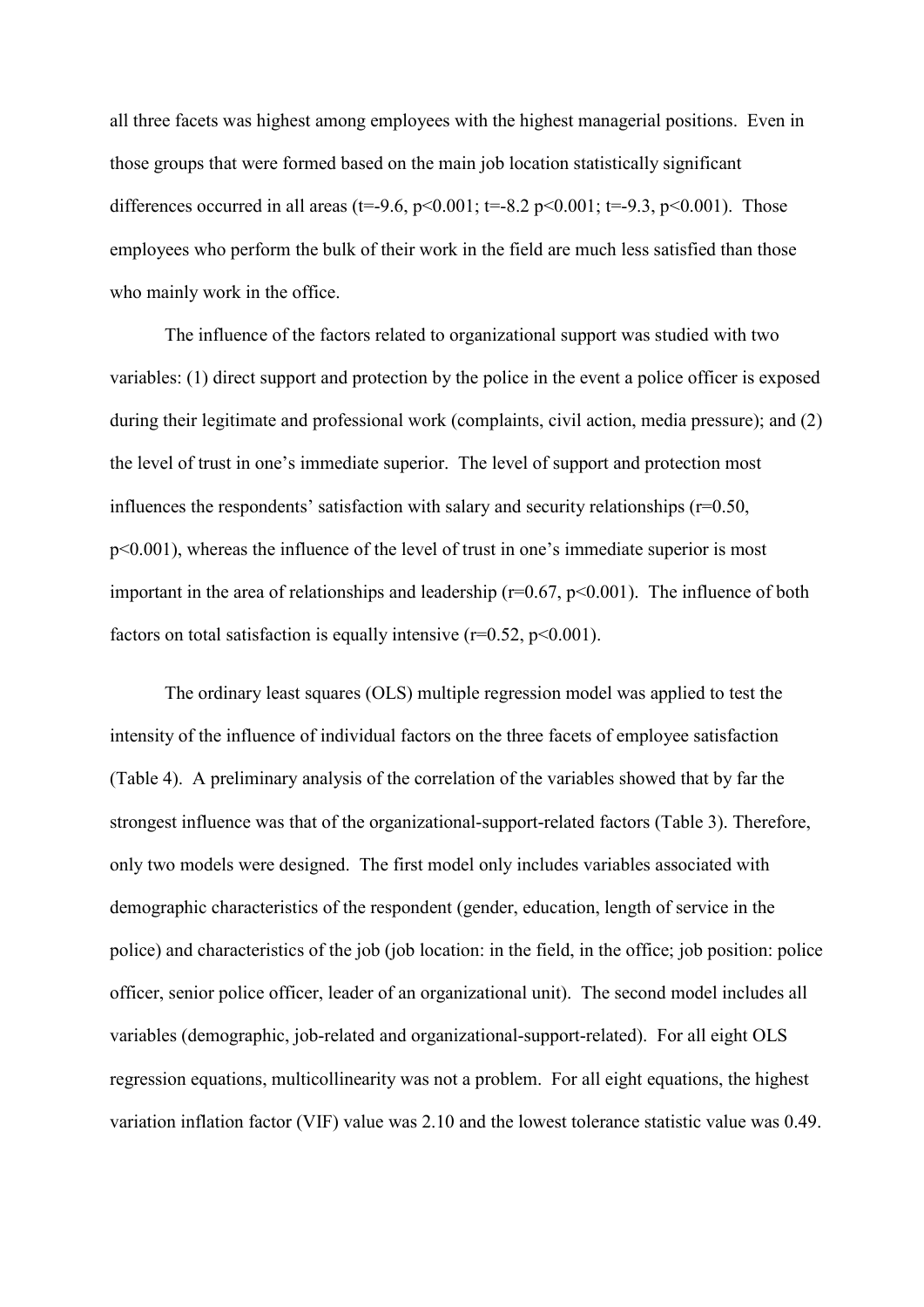all three facets was highest among employees with the highest managerial positions. Even in those groups that were formed based on the main job location statistically significant differences occurred in all areas ($t=-9.6$, $p<0.001$; $t=-8.2$ $p<0.001$; $t=-9.3$, $p<0.001$). Those employees who perform the bulk of their work in the field are much less satisfied than those who mainly work in the office.

The influence of the factors related to organizational support was studied with two variables: (1) direct support and protection by the police in the event a police officer is exposed during their legitimate and professional work (complaints, civil action, media pressure); and (2) the level of trust in one's immediate superior. The level of support and protection most influences the respondents' satisfaction with salary and security relationships ($r=0.50$, $p<0.001$), whereas the influence of the level of trust in one's immediate superior is most important in the area of relationships and leadership ($r=0.67$, $p<0.001$). The influence of both factors on total satisfaction is equally intensive ($r=0.52$, $p<0.001$).

The ordinary least squares (OLS) multiple regression model was applied to test the intensity of the influence of individual factors on the three facets of employee satisfaction (Table 4). A preliminary analysis of the correlation of the variables showed that by far the strongest influence was that of the organizational-support-related factors (Table 3). Therefore, only two models were designed. The first model only includes variables associated with demographic characteristics of the respondent (gender, education, length of service in the police) and characteristics of the job (job location: in the field, in the office; job position: police officer, senior police officer, leader of an organizational unit). The second model includes all variables (demographic, job-related and organizational-support-related). For all eight OLS regression equations, multicollinearity was not a problem. For all eight equations, the highest variation inflation factor (VIF) value was 2.10 and the lowest tolerance statistic value was 0.49.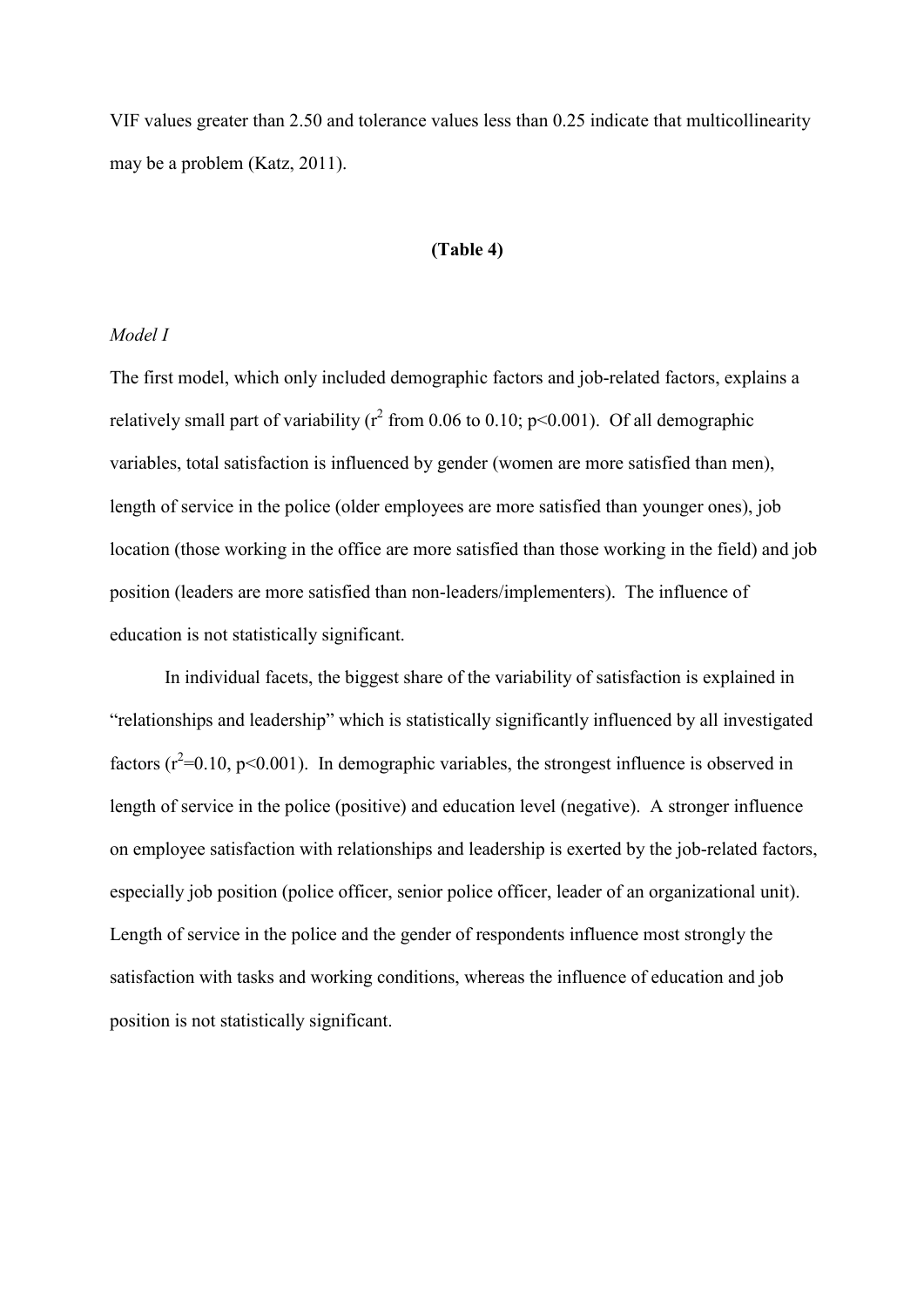VIF values greater than 2.50 and tolerance values less than 0.25 indicate that multicollinearity may be a problem (Katz, 2011).

**(Table 4)**

*Model I*

The first model, which only included demographic factors and job-related factors, explains a relatively small part of variability ($r^2$ from 0.06 to 0.10; $p<0.001$). Of all demographic variables, total satisfaction is influenced by gender (women are more satisfied than men), length of service in the police (older employees are more satisfied than younger ones), job location (those working in the office are more satisfied than those working in the field) and job position (leaders are more satisfied than non-leaders/implementers). The influence of education is not statistically significant.

In individual facets, the biggest share of the variability of satisfaction is explained in "relationships and leadership" which is statistically significantly influenced by all investigated factors ($r^2=0.10$, $p<0.001$). In demographic variables, the strongest influence is observed in length of service in the police (positive) and education level (negative). A stronger influence on employee satisfaction with relationships and leadership is exerted by the job-related factors, especially job position (police officer, senior police officer, leader of an organizational unit). Length of service in the police and the gender of respondents influence most strongly the satisfaction with tasks and working conditions, whereas the influence of education and job position is not statistically significant.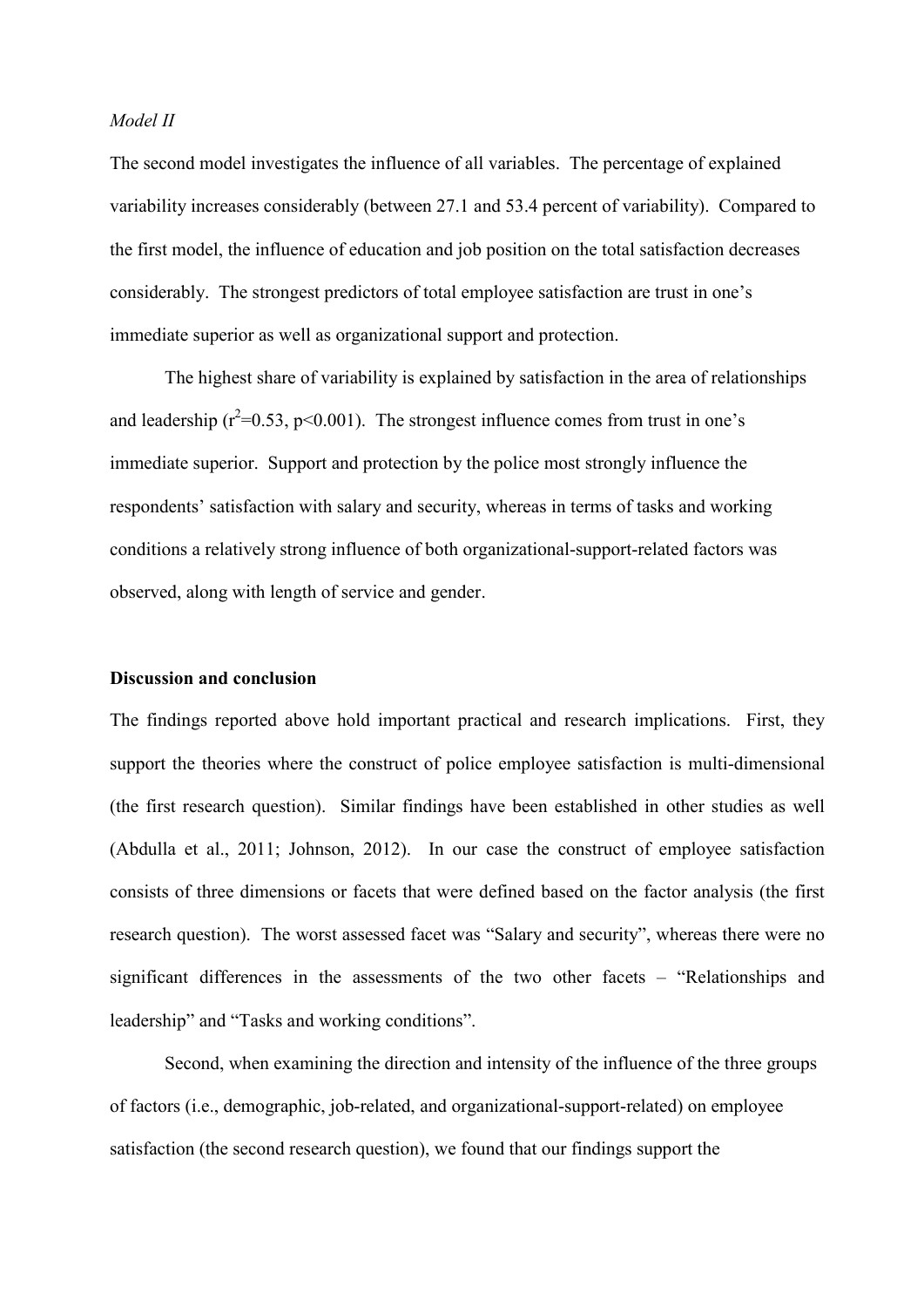*Model II*

The second model investigates the influence of all variables. The percentage of explained variability increases considerably (between 27.1 and 53.4 percent of variability). Compared to the first model, the influence of education and job position on the total satisfaction decreases considerably. The strongest predictors of total employee satisfaction are trust in one's immediate superior as well as organizational support and protection.

The highest share of variability is explained by satisfaction in the area of relationships and leadership ($r^2=0.53$, $p<0.001$). The strongest influence comes from trust in one's immediate superior. Support and protection by the police most strongly influence the respondents' satisfaction with salary and security, whereas in terms of tasks and working conditions a relatively strong influence of both organizational-support-related factors was observed, along with length of service and gender.

**Discussion and conclusion**

The findings reported above hold important practical and research implications. First, they support the theories where the construct of police employee satisfaction is multi-dimensional (the first research question). Similar findings have been established in other studies as well (Abdulla et al., 2011; Johnson, 2012). In our case the construct of employee satisfaction consists of three dimensions or facets that were defined based on the factor analysis (the first research question). The worst assessed facet was "Salary and security", whereas there were no significant differences in the assessments of the two other facets – "Relationships and leadership" and "Tasks and working conditions".

Second, when examining the direction and intensity of the influence of the three groups of factors (i.e., demographic, job-related, and organizational-support-related) on employee satisfaction (the second research question), we found that our findings support the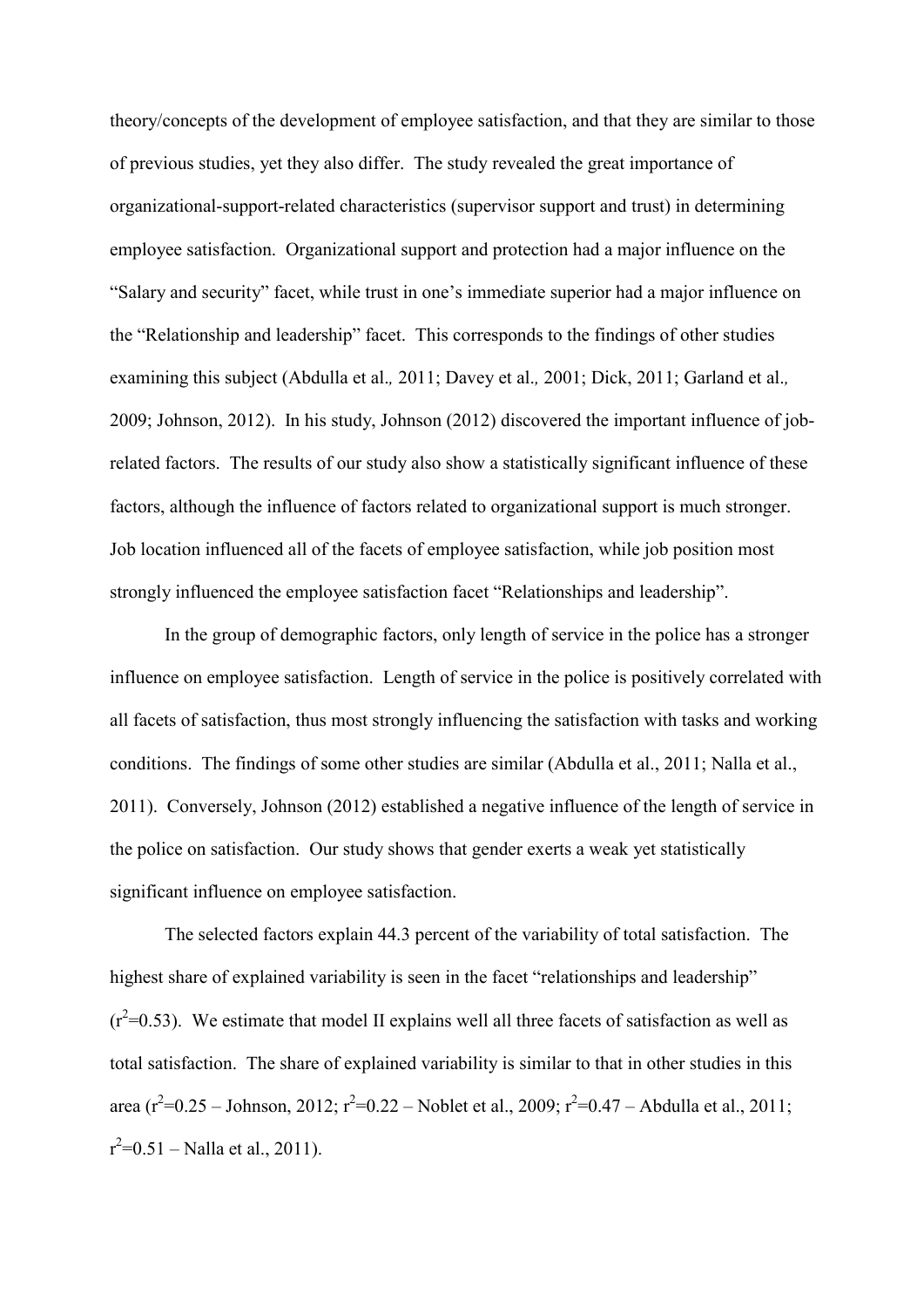theory/concepts of the development of employee satisfaction, and that they are similar to those of previous studies, yet they also differ. The study revealed the great importance of organizational-support-related characteristics (supervisor support and trust) in determining employee satisfaction. Organizational support and protection had a major influence on the "Salary and security" facet, while trust in one's immediate superior had a major influence on the "Relationship and leadership" facet. This corresponds to the findings of other studies examining this subject (Abdulla et al.*,* 2011; Davey et al.*,* 2001; Dick, 2011; Garland et al.*,* 2009; Johnson, 2012). In his study, Johnson (2012) discovered the important influence of job-related factors. The results of our study also show a statistically significant influence of these factors, although the influence of factors related to organizational support is much stronger. Job location influenced all of the facets of employee satisfaction, while job position most strongly influenced the employee satisfaction facet "Relationships and leadership".

In the group of demographic factors, only length of service in the police has a stronger influence on employee satisfaction. Length of service in the police is positively correlated with all facets of satisfaction, thus most strongly influencing the satisfaction with tasks and working conditions. The findings of some other studies are similar (Abdulla et al., 2011; Nalla et al., 2011). Conversely, Johnson (2012) established a negative influence of the length of service in the police on satisfaction. Our study shows that gender exerts a weak yet statistically significant influence on employee satisfaction.

The selected factors explain 44.3 percent of the variability of total satisfaction. The highest share of explained variability is seen in the facet "relationships and leadership" ($r^2$=0.53). We estimate that model II explains well all three facets of satisfaction as well as total satisfaction. The share of explained variability is similar to that in other studies in this area ($r^2$=0.25 – Johnson, 2012; $r^2$=0.22 – Noblet et al., 2009; $r^2$=0.47 – Abdulla et al., 2011; $r^2$=0.51 – Nalla et al., 2011).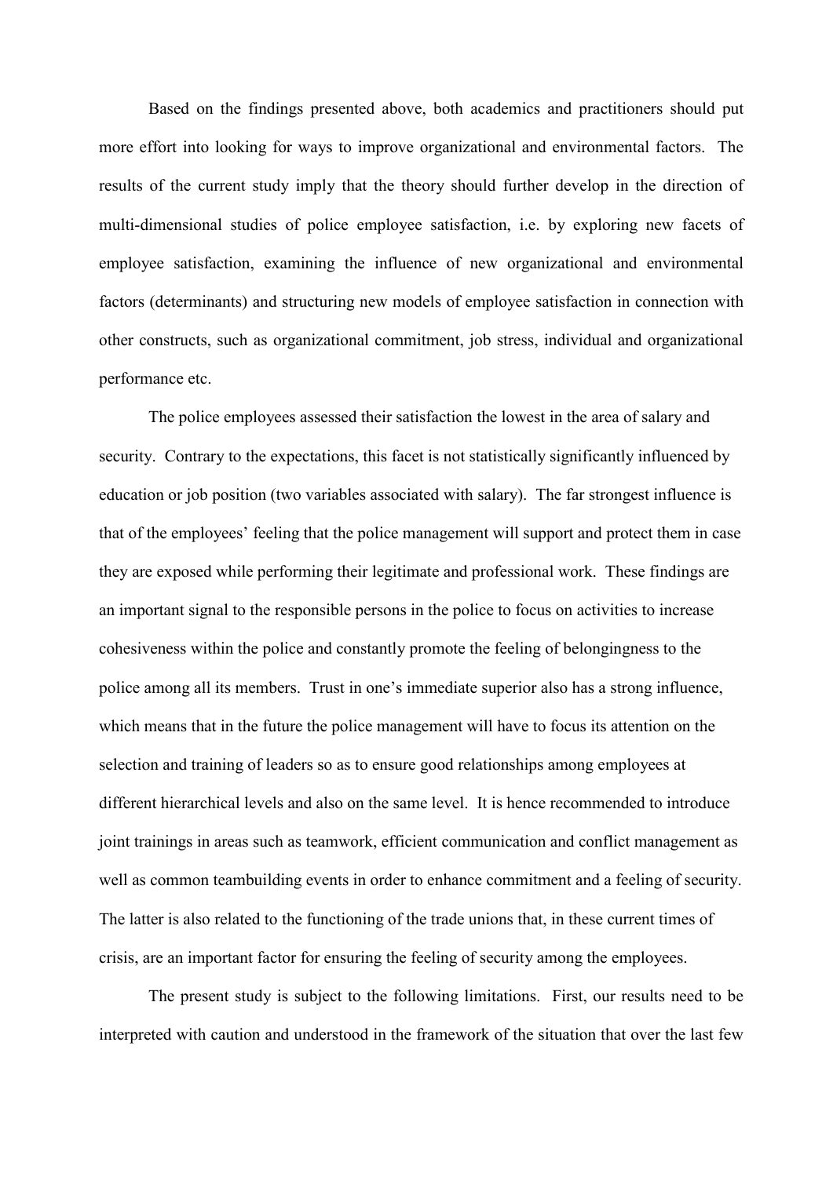Based on the findings presented above, both academics and practitioners should put more effort into looking for ways to improve organizational and environmental factors. The results of the current study imply that the theory should further develop in the direction of multi-dimensional studies of police employee satisfaction, i.e. by exploring new facets of employee satisfaction, examining the influence of new organizational and environmental factors (determinants) and structuring new models of employee satisfaction in connection with other constructs, such as organizational commitment, job stress, individual and organizational performance etc.

The police employees assessed their satisfaction the lowest in the area of salary and security. Contrary to the expectations, this facet is not statistically significantly influenced by education or job position (two variables associated with salary). The far strongest influence is that of the employees' feeling that the police management will support and protect them in case they are exposed while performing their legitimate and professional work. These findings are an important signal to the responsible persons in the police to focus on activities to increase cohesiveness within the police and constantly promote the feeling of belongingness to the police among all its members. Trust in one's immediate superior also has a strong influence, which means that in the future the police management will have to focus its attention on the selection and training of leaders so as to ensure good relationships among employees at different hierarchical levels and also on the same level. It is hence recommended to introduce joint trainings in areas such as teamwork, efficient communication and conflict management as well as common teambuilding events in order to enhance commitment and a feeling of security. The latter is also related to the functioning of the trade unions that, in these current times of crisis, are an important factor for ensuring the feeling of security among the employees.

The present study is subject to the following limitations. First, our results need to be interpreted with caution and understood in the framework of the situation that over the last few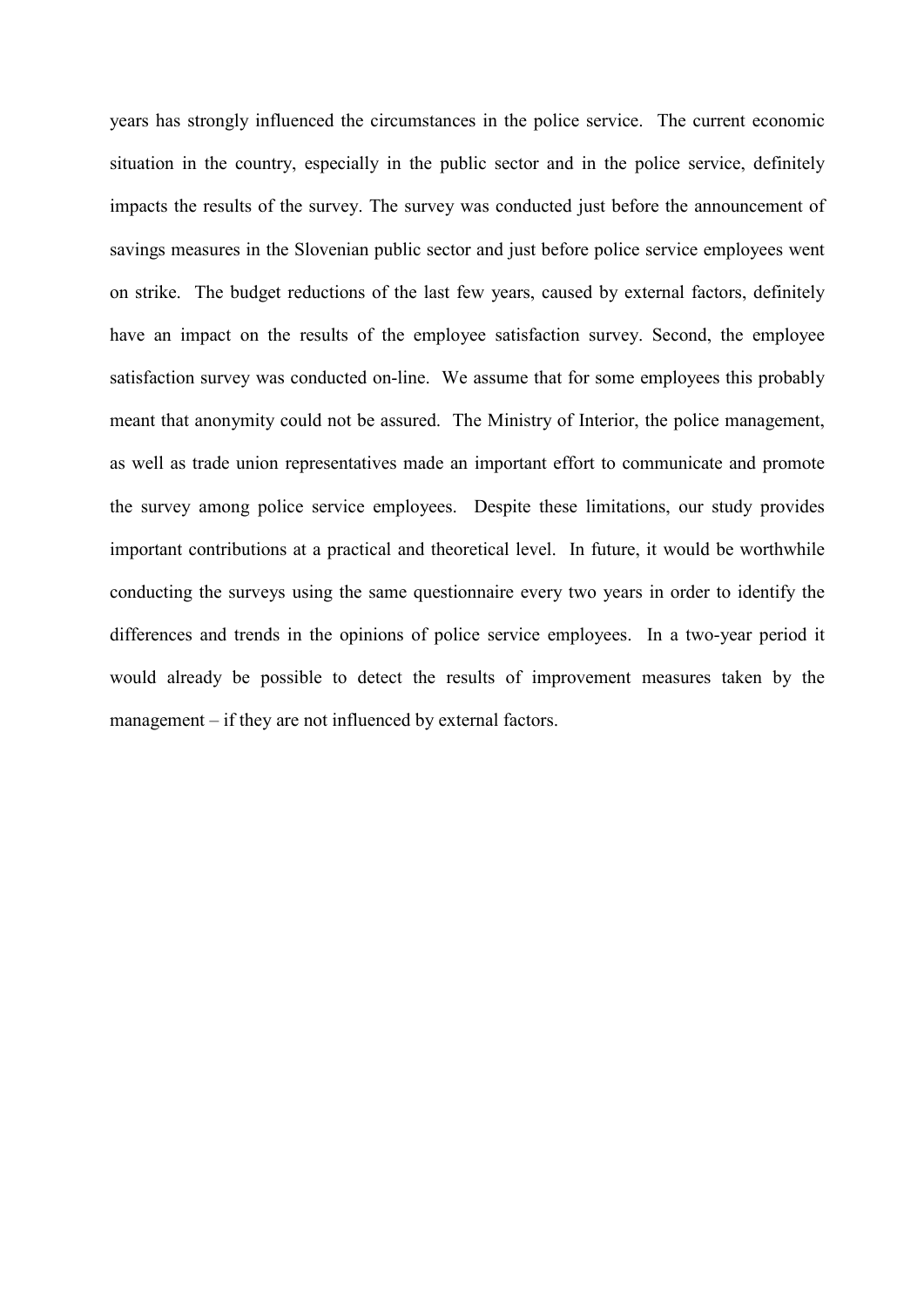years has strongly influenced the circumstances in the police service. The current economic situation in the country, especially in the public sector and in the police service, definitely impacts the results of the survey. The survey was conducted just before the announcement of savings measures in the Slovenian public sector and just before police service employees went on strike. The budget reductions of the last few years, caused by external factors, definitely have an impact on the results of the employee satisfaction survey. Second, the employee satisfaction survey was conducted on-line. We assume that for some employees this probably meant that anonymity could not be assured. The Ministry of Interior, the police management, as well as trade union representatives made an important effort to communicate and promote the survey among police service employees. Despite these limitations, our study provides important contributions at a practical and theoretical level. In future, it would be worthwhile conducting the surveys using the same questionnaire every two years in order to identify the differences and trends in the opinions of police service employees. In a two-year period it would already be possible to detect the results of improvement measures taken by the management – if they are not influenced by external factors.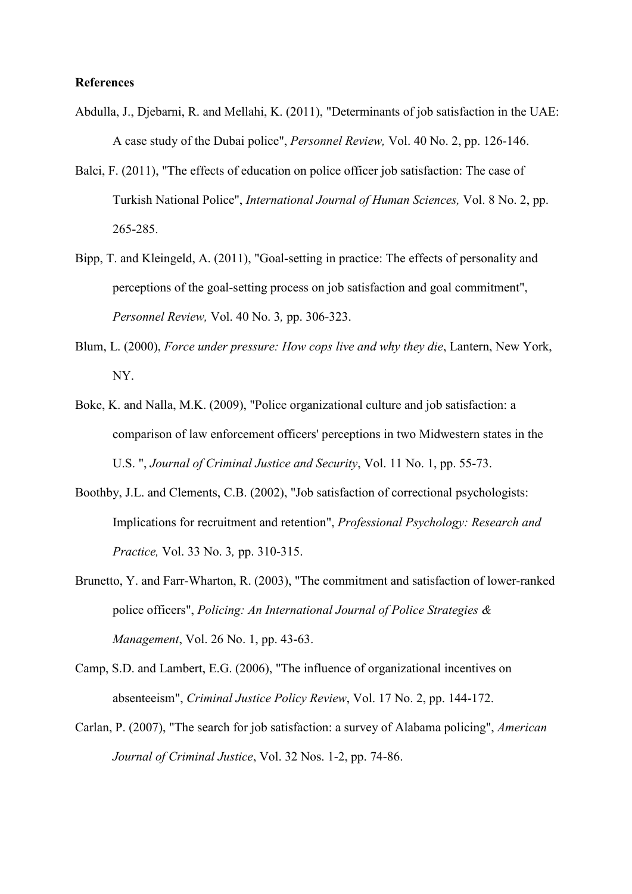**References**

Abdulla, J., Djebarni, R. and Mellahi, K. (2011), "Determinants of job satisfaction in the UAE: A case study of the Dubai police", *Personnel Review,* Vol. 40 No. 2, pp. 126-146.

Balci, F. (2011), "The effects of education on police officer job satisfaction: The case of Turkish National Police", *International Journal of Human Sciences,* Vol. 8 No. 2, pp. 265-285.

Bipp, T. and Kleingeld, A. (2011), "Goal-setting in practice: The effects of personality and perceptions of the goal-setting process on job satisfaction and goal commitment", *Personnel Review,* Vol. 40 No. 3*,* pp. 306-323.

Blum, L. (2000), *Force under pressure: How cops live and why they die*, Lantern, New York, NY.

Boke, K. and Nalla, M.K. (2009), "Police organizational culture and job satisfaction: a comparison of law enforcement officers' perceptions in two Midwestern states in the U.S. ", *Journal of Criminal Justice and Security*, Vol. 11 No. 1, pp. 55-73.

Boothby, J.L. and Clements, C.B. (2002), "Job satisfaction of correctional psychologists: Implications for recruitment and retention", *Professional Psychology: Research and Practice,* Vol. 33 No. 3*,* pp. 310-315.

Brunetto, Y. and Farr-Wharton, R. (2003), "The commitment and satisfaction of lower-ranked police officers", *Policing: An International Journal of Police Strategies & Management*, Vol. 26 No. 1, pp. 43-63.

Camp, S.D. and Lambert, E.G. (2006), "The influence of organizational incentives on absenteeism", *Criminal Justice Policy Review*, Vol. 17 No. 2, pp. 144-172.

Carlan, P. (2007), "The search for job satisfaction: a survey of Alabama policing", *American Journal of Criminal Justice*, Vol. 32 Nos. 1-2, pp. 74-86.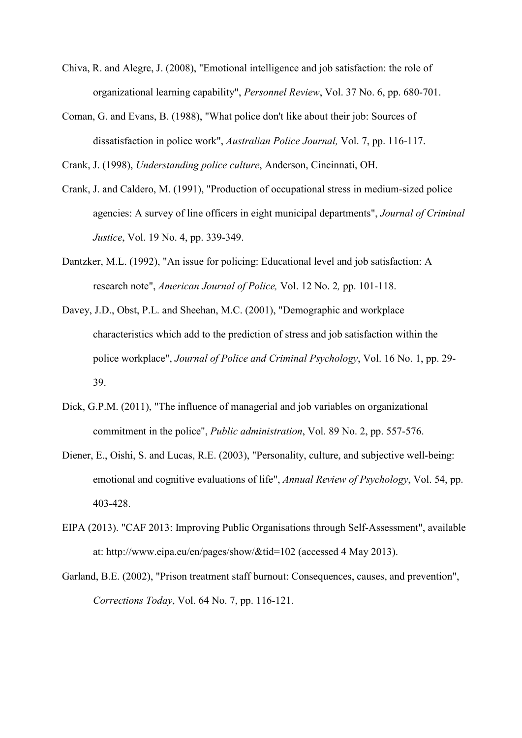Chiva, R. and Alegre, J. (2008), "Emotional intelligence and job satisfaction: the role of organizational learning capability", *Personnel Review*, Vol. 37 No. 6, pp. 680-701.

Coman, G. and Evans, B. (1988), "What police don't like about their job: Sources of dissatisfaction in police work", *Australian Police Journal,* Vol. 7, pp. 116-117.

Crank, J. (1998), *Understanding police culture*, Anderson, Cincinnati, OH.

Crank, J. and Caldero, M. (1991), "Production of occupational stress in medium-sized police agencies: A survey of line officers in eight municipal departments", *Journal of Criminal Justice*, Vol. 19 No. 4, pp. 339-349.

Dantzker, M.L. (1992), "An issue for policing: Educational level and job satisfaction: A research note", *American Journal of Police,* Vol. 12 No. 2*,* pp. 101-118.

Davey, J.D., Obst, P.L. and Sheehan, M.C. (2001), "Demographic and workplace characteristics which add to the prediction of stress and job satisfaction within the police workplace", *Journal of Police and Criminal Psychology*, Vol. 16 No. 1, pp. 29-39.

Dick, G.P.M. (2011), "The influence of managerial and job variables on organizational commitment in the police", *Public administration*, Vol. 89 No. 2, pp. 557-576.

Diener, E., Oishi, S. and Lucas, R.E. (2003), "Personality, culture, and subjective well-being: emotional and cognitive evaluations of life", *Annual Review of Psychology*, Vol. 54, pp. 403-428.

EIPA (2013). "CAF 2013: Improving Public Organisations through Self-Assessment", available at: http://www.eipa.eu/en/pages/show/&tid=102 (accessed 4 May 2013).

Garland, B.E. (2002), "Prison treatment staff burnout: Consequences, causes, and prevention", *Corrections Today*, Vol. 64 No. 7, pp. 116-121.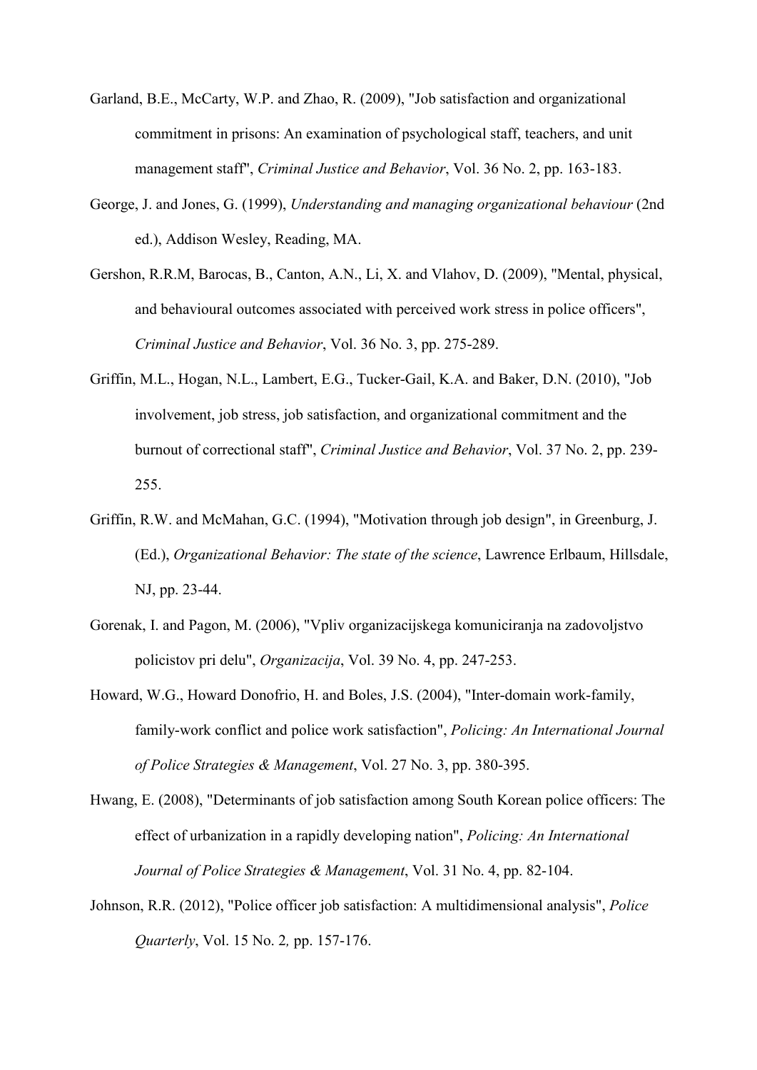Garland, B.E., McCarty, W.P. and Zhao, R. (2009), "Job satisfaction and organizational commitment in prisons: An examination of psychological staff, teachers, and unit management staff", *Criminal Justice and Behavior*, Vol. 36 No. 2, pp. 163-183.

George, J. and Jones, G. (1999), *Understanding and managing organizational behaviour* (2nd ed.), Addison Wesley, Reading, MA.

Gershon, R.R.M, Barocas, B., Canton, A.N., Li, X. and Vlahov, D. (2009), "Mental, physical, and behavioural outcomes associated with perceived work stress in police officers", *Criminal Justice and Behavior*, Vol. 36 No. 3, pp. 275-289.

Griffin, M.L., Hogan, N.L., Lambert, E.G., Tucker-Gail, K.A. and Baker, D.N. (2010), "Job involvement, job stress, job satisfaction, and organizational commitment and the burnout of correctional staff", *Criminal Justice and Behavior*, Vol. 37 No. 2, pp. 239-255.

Griffin, R.W. and McMahan, G.C. (1994), "Motivation through job design", in Greenburg, J. (Ed.), *Organizational Behavior: The state of the science*, Lawrence Erlbaum, Hillsdale, NJ, pp. 23-44.

Gorenak, I. and Pagon, M. (2006), "Vpliv organizacijskega komuniciranja na zadovoljstvo policistov pri delu", *Organizacija*, Vol. 39 No. 4, pp. 247-253.

Howard, W.G., Howard Donofrio, H. and Boles, J.S. (2004), "Inter-domain work-family, family-work conflict and police work satisfaction", *Policing: An International Journal of Police Strategies & Management*, Vol. 27 No. 3, pp. 380-395.

Hwang, E. (2008), "Determinants of job satisfaction among South Korean police officers: The effect of urbanization in a rapidly developing nation", *Policing: An International Journal of Police Strategies & Management*, Vol. 31 No. 4, pp. 82-104.

Johnson, R.R. (2012), "Police officer job satisfaction: A multidimensional analysis", *Police Quarterly*, Vol. 15 No. 2*,* pp. 157-176.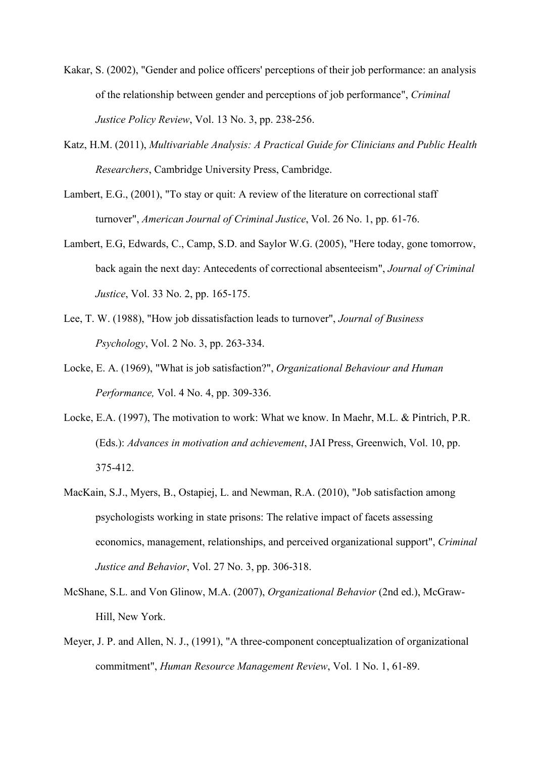Kakar, S. (2002), "Gender and police officers' perceptions of their job performance: an analysis of the relationship between gender and perceptions of job performance", *Criminal Justice Policy Review*, Vol. 13 No. 3, pp. 238-256.

Katz, H.M. (2011), *Multivariable Analysis: A Practical Guide for Clinicians and Public Health Researchers*, Cambridge University Press, Cambridge.

Lambert, E.G., (2001), "To stay or quit: A review of the literature on correctional staff turnover", *American Journal of Criminal Justice*, Vol. 26 No. 1, pp. 61-76.

Lambert, E.G, Edwards, C., Camp, S.D. and Saylor W.G. (2005), "Here today, gone tomorrow, back again the next day: Antecedents of correctional absenteeism", *Journal of Criminal Justice*, Vol. 33 No. 2, pp. 165-175.

Lee, T. W. (1988), "How job dissatisfaction leads to turnover", *Journal of Business Psychology*, Vol. 2 No. 3, pp. 263-334.

Locke, E. A. (1969), "What is job satisfaction?", *Organizational Behaviour and Human Performance,* Vol. 4 No. 4, pp. 309-336.

Locke, E.A. (1997), The motivation to work: What we know. In Maehr, M.L. & Pintrich, P.R. (Eds.): *Advances in motivation and achievement*, JAI Press, Greenwich, Vol. 10, pp. 375-412.

MacKain, S.J., Myers, B., Ostapiej, L. and Newman, R.A. (2010), "Job satisfaction among psychologists working in state prisons: The relative impact of facets assessing economics, management, relationships, and perceived organizational support", *Criminal Justice and Behavior*, Vol. 27 No. 3, pp. 306-318.

McShane, S.L. and Von Glinow, M.A. (2007), *Organizational Behavior* (2nd ed.), McGraw-Hill, New York.

Meyer, J. P. and Allen, N. J., (1991), "A three-component conceptualization of organizational commitment", *Human Resource Management Review*, Vol. 1 No. 1, 61-89.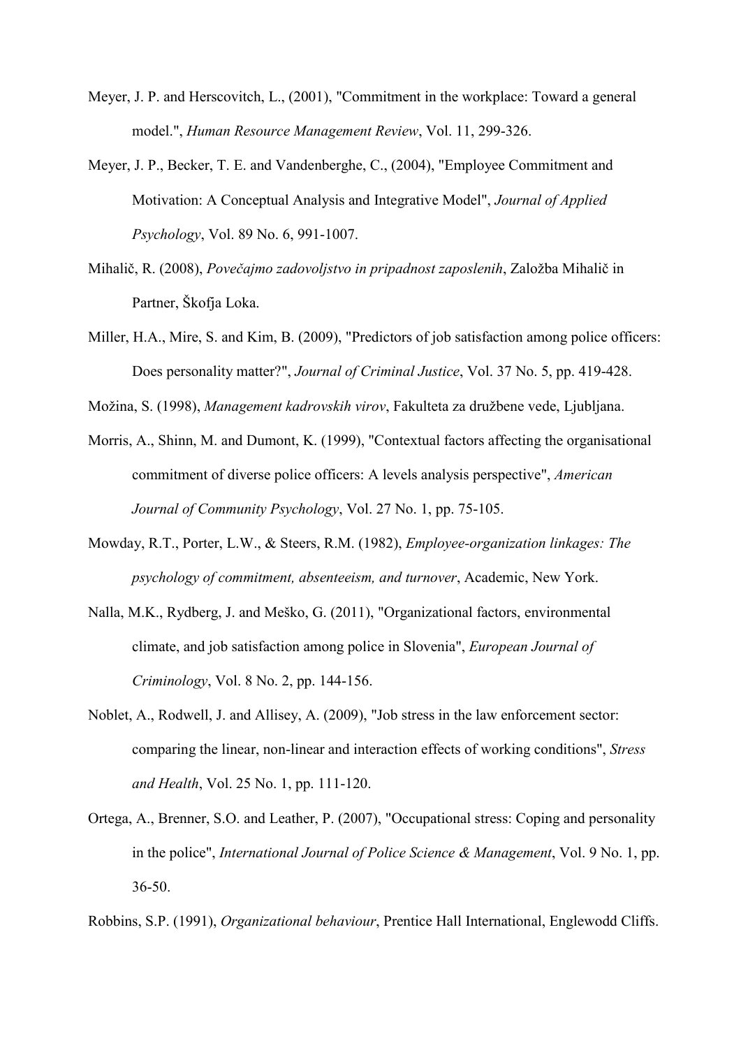Meyer, J. P. and Herscovitch, L., (2001), "Commitment in the workplace: Toward a general model.", *Human Resource Management Review*, Vol. 11, 299-326.

Meyer, J. P., Becker, T. E. and Vandenberghe, C., (2004), "Employee Commitment and Motivation: A Conceptual Analysis and Integrative Model", *Journal of Applied Psychology*, Vol. 89 No. 6, 991-1007.

Mihalič, R. (2008), *Povečajmo zadovoljstvo in pripadnost zaposlenih*, Založba Mihalič in Partner, Škofja Loka.

Miller, H.A., Mire, S. and Kim, B. (2009), "Predictors of job satisfaction among police officers: Does personality matter?", *Journal of Criminal Justice*, Vol. 37 No. 5, pp. 419-428.

Možina, S. (1998), *Management kadrovskih virov*, Fakulteta za družbene vede, Ljubljana.

Morris, A., Shinn, M. and Dumont, K. (1999), "Contextual factors affecting the organisational commitment of diverse police officers: A levels analysis perspective", *American Journal of Community Psychology*, Vol. 27 No. 1, pp. 75-105.

Mowday, R.T., Porter, L.W., & Steers, R.M. (1982), *Employee-organization linkages: The psychology of commitment, absenteeism, and turnover*, Academic, New York.

Nalla, M.K., Rydberg, J. and Meško, G. (2011), "Organizational factors, environmental climate, and job satisfaction among police in Slovenia", *European Journal of Criminology*, Vol. 8 No. 2, pp. 144-156.

Noblet, A., Rodwell, J. and Allisey, A. (2009), "Job stress in the law enforcement sector: comparing the linear, non-linear and interaction effects of working conditions", *Stress and Health*, Vol. 25 No. 1, pp. 111-120.

Ortega, A., Brenner, S.O. and Leather, P. (2007), "Occupational stress: Coping and personality in the police", *International Journal of Police Science & Management*, Vol. 9 No. 1, pp. 36-50.

Robbins, S.P. (1991), *Organizational behaviour*, Prentice Hall International, Englewodd Cliffs.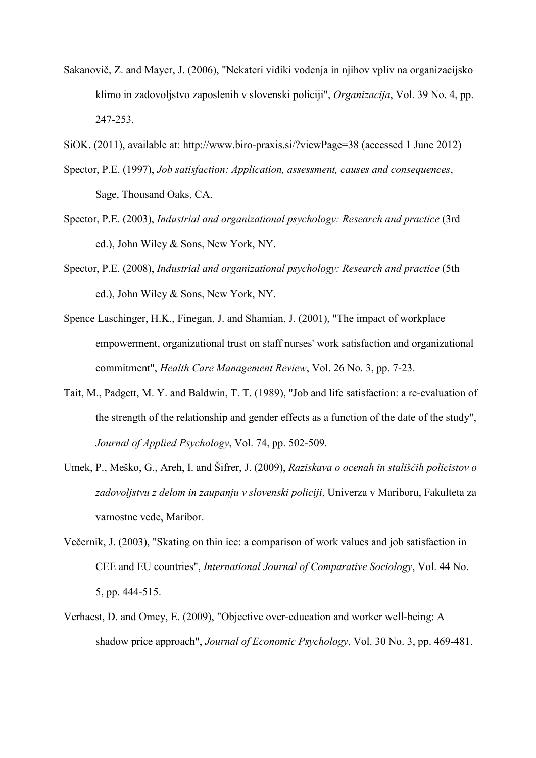Sakanovič, Z. and Mayer, J. (2006), "Nekateri vidiki vodenja in njihov vpliv na organizacijsko klimo in zadovoljstvo zaposlenih v slovenski policiji", *Organizacija*, Vol. 39 No. 4, pp. 247-253.

SiOK. (2011), available at: http://www.biro-praxis.si/?viewPage=38 (accessed 1 June 2012)

Spector, P.E. (1997), *Job satisfaction: Application, assessment, causes and consequences*, Sage, Thousand Oaks, CA.

Spector, P.E. (2003), *Industrial and organizational psychology: Research and practice* (3rd ed.), John Wiley & Sons, New York, NY.

Spector, P.E. (2008), *Industrial and organizational psychology: Research and practice* (5th ed.), John Wiley & Sons, New York, NY.

Spence Laschinger, H.K., Finegan, J. and Shamian, J. (2001), "The impact of workplace empowerment, organizational trust on staff nurses' work satisfaction and organizational commitment", *Health Care Management Review*, Vol. 26 No. 3, pp. 7-23.

Tait, M., Padgett, M. Y. and Baldwin, T. T. (1989), "Job and life satisfaction: a re-evaluation of the strength of the relationship and gender effects as a function of the date of the study", *Journal of Applied Psychology*, Vol. 74, pp. 502-509.

Umek, P., Meško, G., Areh, I. and Šifrer, J. (2009), *Raziskava o ocenah in stališčih policistov o zadovoljstvu z delom in zaupanju v slovenski policiji*, Univerza v Mariboru, Fakulteta za varnostne vede, Maribor.

Večernik, J. (2003), "Skating on thin ice: a comparison of work values and job satisfaction in CEE and EU countries", *International Journal of Comparative Sociology*, Vol. 44 No. 5, pp. 444-515.

Verhaest, D. and Omey, E. (2009), "Objective over-education and worker well-being: A shadow price approach", *Journal of Economic Psychology*, Vol. 30 No. 3, pp. 469-481.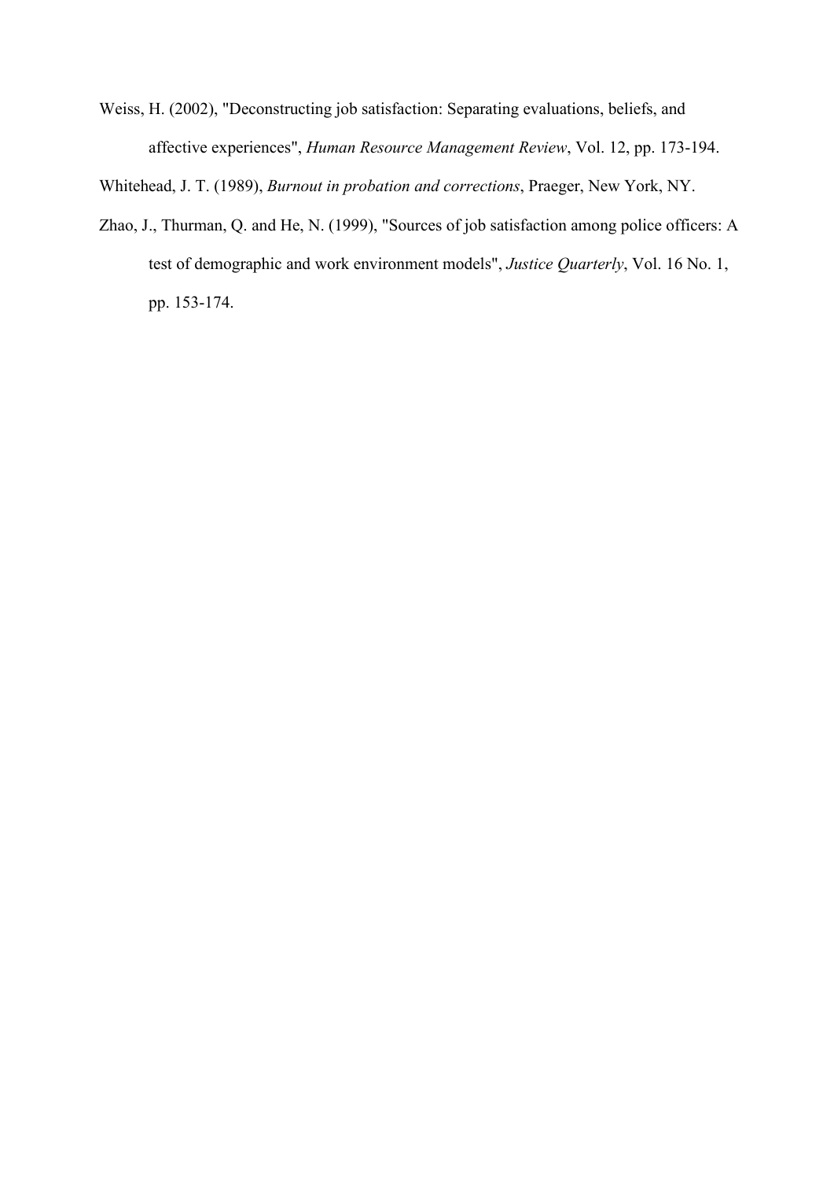Weiss, H. (2002), "Deconstructing job satisfaction: Separating evaluations, beliefs, and affective experiences", *Human Resource Management Review*, Vol. 12, pp. 173-194.

Whitehead, J. T. (1989), *Burnout in probation and corrections*, Praeger, New York, NY.

Zhao, J., Thurman, Q. and He, N. (1999), "Sources of job satisfaction among police officers: A test of demographic and work environment models", *Justice Quarterly*, Vol. 16 No. 1, pp. 153-174.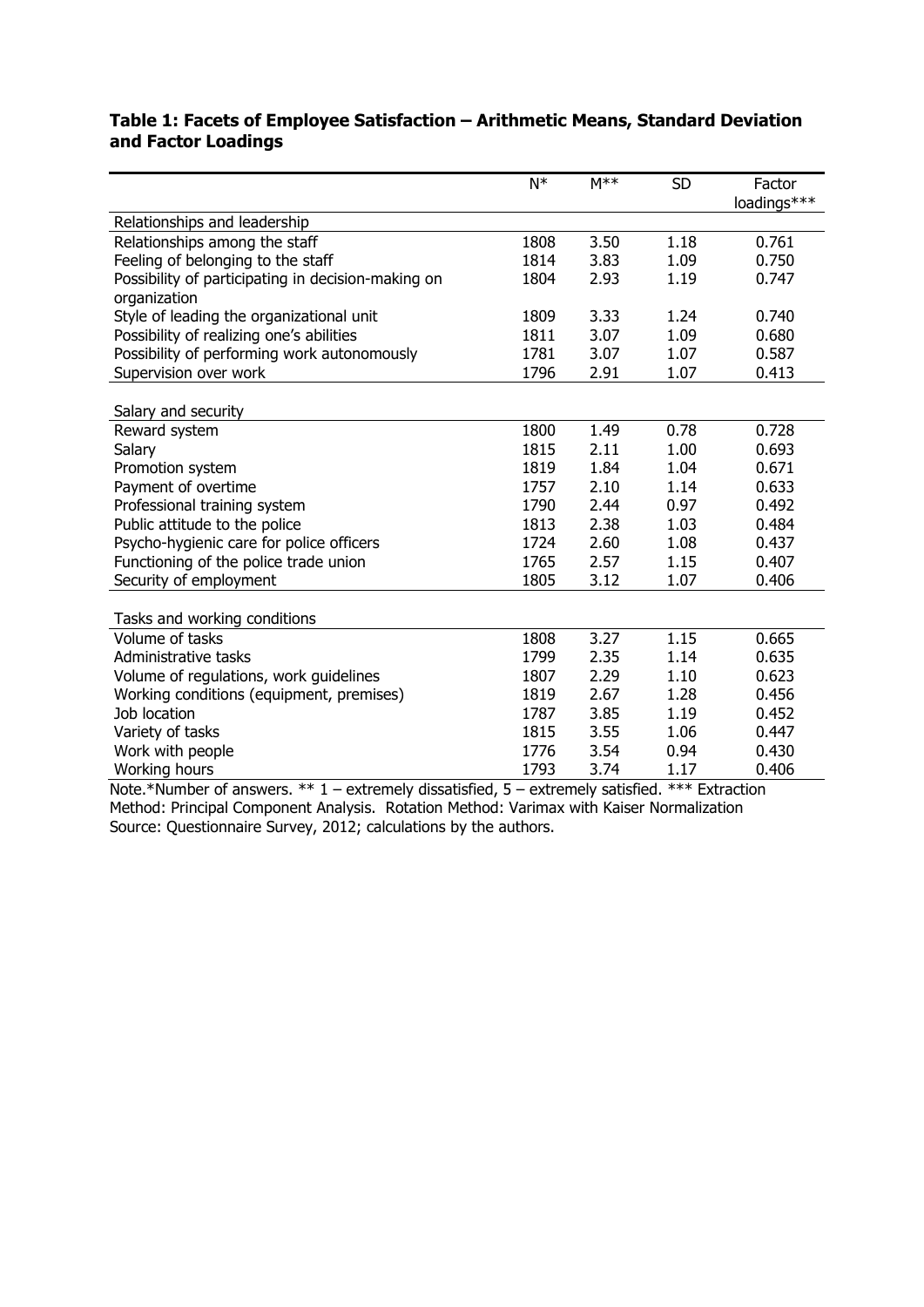**Table 1: Facets of Employee Satisfaction – Arithmetic Means, Standard Deviation and Factor Loadings**

| | N* | M** | SD | Factor loadings*** |
|---|---|---|---|---|
| Relationships and leadership | | | | |
| Relationships among the staff | 1808 | 3.50 | 1.18 | 0.761 |
| Feeling of belonging to the staff | 1814 | 3.83 | 1.09 | 0.750 |
| Possibility of participating in decision-making on organization | 1804 | 2.93 | 1.19 | 0.747 |
| Style of leading the organizational unit | 1809 | 3.33 | 1.24 | 0.740 |
| Possibility of realizing one's abilities | 1811 | 3.07 | 1.09 | 0.680 |
| Possibility of performing work autonomously | 1781 | 3.07 | 1.07 | 0.587 |
| Supervision over work | 1796 | 2.91 | 1.07 | 0.413 |
| Salary and security | | | | |
| Reward system | 1800 | 1.49 | 0.78 | 0.728 |
| Salary | 1815 | 2.11 | 1.00 | 0.693 |
| Promotion system | 1819 | 1.84 | 1.04 | 0.671 |
| Payment of overtime | 1757 | 2.10 | 1.14 | 0.633 |
| Professional training system | 1790 | 2.44 | 0.97 | 0.492 |
| Public attitude to the police | 1813 | 2.38 | 1.03 | 0.484 |
| Psycho-hygienic care for police officers | 1724 | 2.60 | 1.08 | 0.437 |
| Functioning of the police trade union | 1765 | 2.57 | 1.15 | 0.407 |
| Security of employment | 1805 | 3.12 | 1.07 | 0.406 |
| Tasks and working conditions | | | | |
| Volume of tasks | 1808 | 3.27 | 1.15 | 0.665 |
| Administrative tasks | 1799 | 2.35 | 1.14 | 0.635 |
| Volume of regulations, work guidelines | 1807 | 2.29 | 1.10 | 0.623 |
| Working conditions (equipment, premises) | 1819 | 2.67 | 1.28 | 0.456 |
| Job location | 1787 | 3.85 | 1.19 | 0.452 |
| Variety of tasks | 1815 | 3.55 | 1.06 | 0.447 |
| Work with people | 1776 | 3.54 | 0.94 | 0.430 |
| Working hours | 1793 | 3.74 | 1.17 | 0.406 |

Note.*Number of answers. ** 1 – extremely dissatisfied, 5 – extremely satisfied. *** Extraction Method: Principal Component Analysis. Rotation Method: Varimax with Kaiser Normalization
Source: Questionnaire Survey, 2012; calculations by the authors.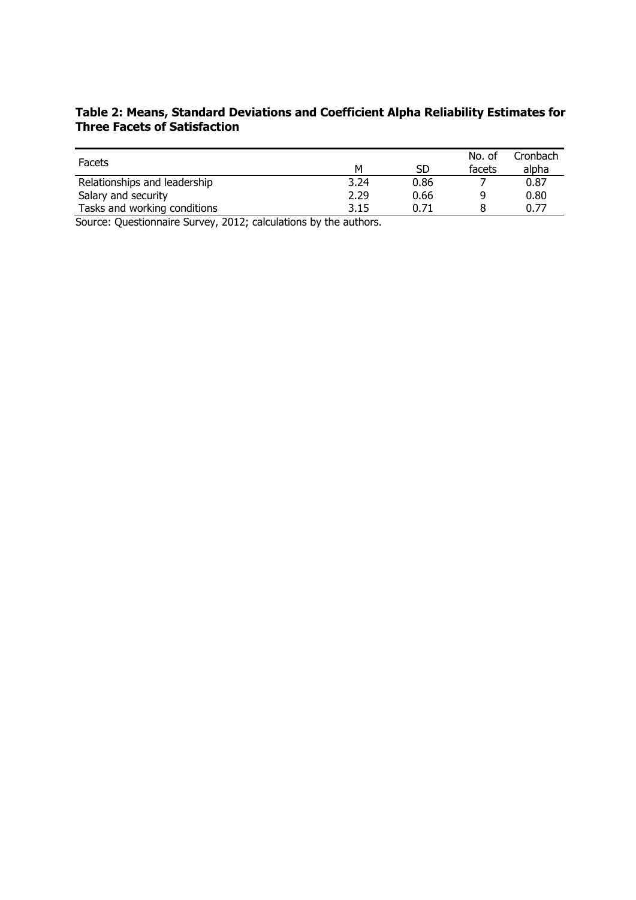**Table 2: Means, Standard Deviations and Coefficient Alpha Reliability Estimates for Three Facets of Satisfaction**

| Facets | M | SD | No. of facets | Cronbach alpha |
|---|---|---|---|---|
| Relationships and leadership | 3.24 | 0.86 | 7 | 0.87 |
| Salary and security | 2.29 | 0.66 | 9 | 0.80 |
| Tasks and working conditions | 3.15 | 0.71 | 8 | 0.77 |

Source: Questionnaire Survey, 2012; calculations by the authors.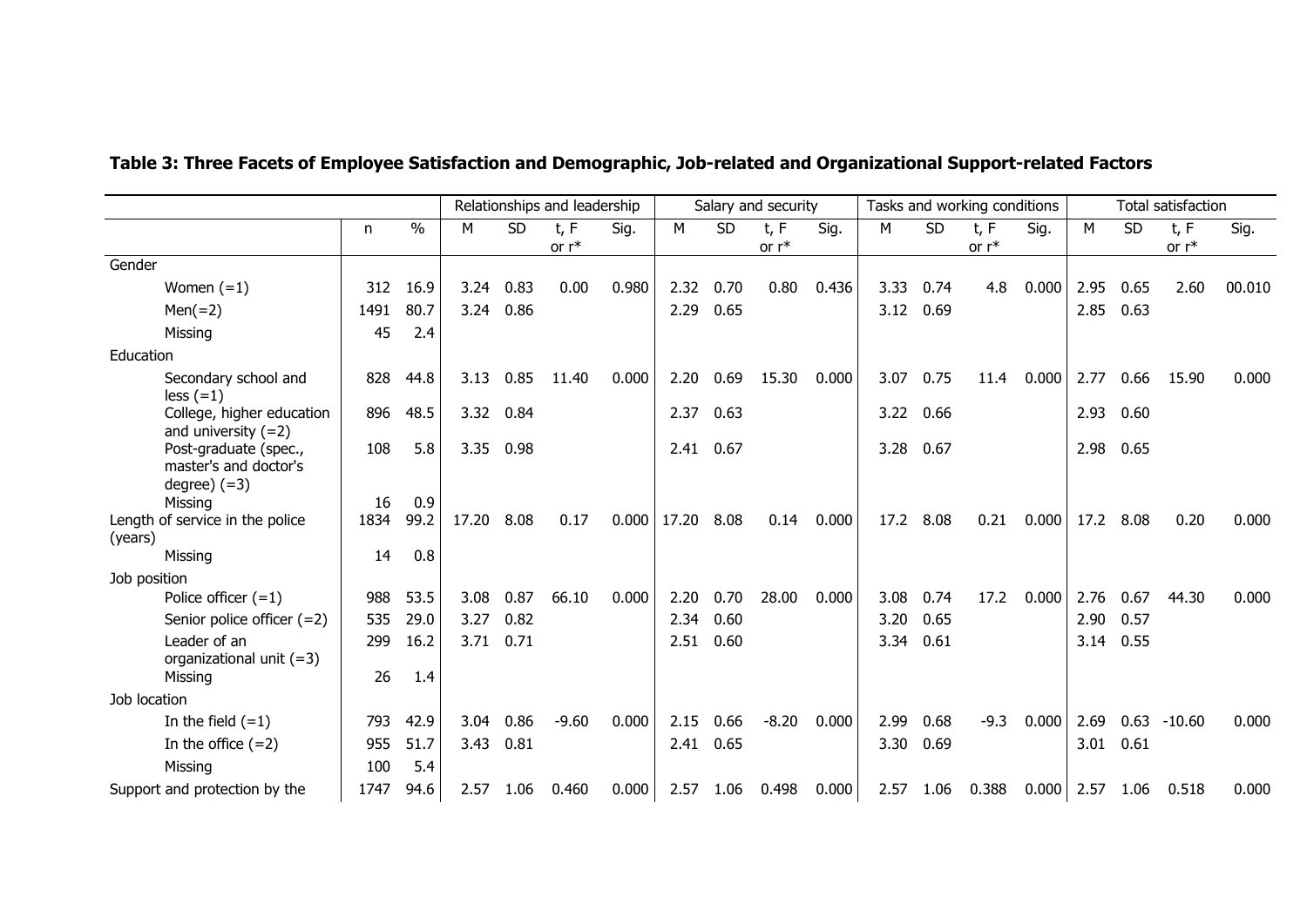**Table 3: Three Facets of Employee Satisfaction and Demographic, Job-related and Organizational Support-related Factors**

| | n | % | Relationships and leadership | | | | Salary and security | | | | Tasks and working conditions | | | | Total satisfaction | | | |
|---|---|---|---|---|---|---|---|---|---|---|---|---|---|---|---|---|---|---|
| | | | M | SD | t, F or r* | Sig. | M | SD | t, F or r* | Sig. | M | SD | t, F or r* | Sig. | M | SD | t, F or r* | Sig. |
| Gender | | | | | | | | | | | | | | | | | | |
| Women (=1) | 312 | 16.9 | 3.24 | 0.83 | 0.00 | 0.980 | 2.32 | 0.70 | 0.80 | 0.436 | 3.33 | 0.74 | 4.8 | 0.000 | 2.95 | 0.65 | 2.60 | 00.010 |
| Men(=2) | 1491 | 80.7 | 3.24 | 0.86 | | | 2.29 | 0.65 | | | 3.12 | 0.69 | | | 2.85 | 0.63 | | |
| Missing | 45 | 2.4 | | | | | | | | | | | | | | | | |
| Education | | | | | | | | | | | | | | | | | | |
| Secondary school and less (=1) | 828 | 44.8 | 3.13 | 0.85 | 11.40 | 0.000 | 2.20 | 0.69 | 15.30 | 0.000 | 3.07 | 0.75 | 11.4 | 0.000 | 2.77 | 0.66 | 15.90 | 0.000 |
| College, higher education and university (=2) | 896 | 48.5 | 3.32 | 0.84 | | | 2.37 | 0.63 | | | 3.22 | 0.66 | | | 2.93 | 0.60 | | |
| Post-graduate (spec., master's and doctor's degree) (=3) | 108 | 5.8 | 3.35 | 0.98 | | | 2.41 | 0.67 | | | 3.28 | 0.67 | | | 2.98 | 0.65 | | |
| Missing | 16 | 0.9 | | | | | | | | | | | | | | | | |
| Length of service in the police (years) | 1834 | 99.2 | 17.20 | 8.08 | 0.17 | 0.000 | 17.20 | 8.08 | 0.14 | 0.000 | 17.2 | 8.08 | 0.21 | 0.000 | 17.2 | 8.08 | 0.20 | 0.000 |
| Missing | 14 | 0.8 | | | | | | | | | | | | | | | | |
| Job position | | | | | | | | | | | | | | | | | | |
| Police officer (=1) | 988 | 53.5 | 3.08 | 0.87 | 66.10 | 0.000 | 2.20 | 0.70 | 28.00 | 0.000 | 3.08 | 0.74 | 17.2 | 0.000 | 2.76 | 0.67 | 44.30 | 0.000 |
| Senior police officer (=2) | 535 | 29.0 | 3.27 | 0.82 | | | 2.34 | 0.60 | | | 3.20 | 0.65 | | | 2.90 | 0.57 | | |
| Leader of an organizational unit (=3) | 299 | 16.2 | 3.71 | 0.71 | | | 2.51 | 0.60 | | | 3.34 | 0.61 | | | 3.14 | 0.55 | | |
| Missing | 26 | 1.4 | | | | | | | | | | | | | | | | |
| Job location | | | | | | | | | | | | | | | | | | |
| In the field (=1) | 793 | 42.9 | 3.04 | 0.86 | -9.60 | 0.000 | 2.15 | 0.66 | -8.20 | 0.000 | 2.99 | 0.68 | -9.3 | 0.000 | 2.69 | 0.63 | -10.60 | 0.000 |
| In the office (=2) | 955 | 51.7 | 3.43 | 0.81 | | | 2.41 | 0.65 | | | 3.30 | 0.69 | | | 3.01 | 0.61 | | |
| Missing | 100 | 5.4 | | | | | | | | | | | | | | | | |
| Support and protection by the | 1747 | 94.6 | 2.57 | 1.06 | 0.460 | 0.000 | 2.57 | 1.06 | 0.498 | 0.000 | 2.57 | 1.06 | 0.388 | 0.000 | 2.57 | 1.06 | 0.518 | 0.000 |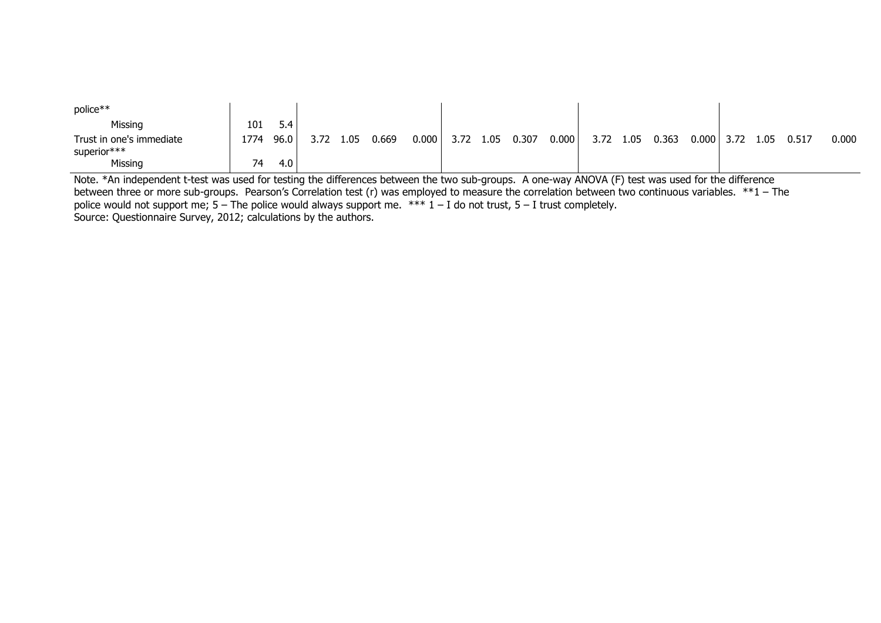| | | | | | | | | | | | | | | | | | | |
|---|---|---|---|---|---|---|---|---|---|---|---|---|---|---|---|---|---|---|
| police** | | | | | | | | | | | | | | | | | | |
| Missing | 101 | 5.4 | | | | | | | | | | | | | | | | |
| Trust in one's immediate superior*** | 1774 | 96.0 | 3.72 | 1.05 | 0.669 | 0.000 | 3.72 | 1.05 | 0.307 | 0.000 | 3.72 | 1.05 | 0.363 | 0.000 | 3.72 | 1.05 | 0.517 | 0.000 |
| Missing | 74 | 4.0 | | | | | | | | | | | | | | | | |

Note. *An independent t-test was used for testing the differences between the two sub-groups. A one-way ANOVA (F) test was used for the difference between three or more sub-groups. Pearson's Correlation test (r) was employed to measure the correlation between two continuous variables. **1 – The police would not support me; 5 – The police would always support me. *** 1 – I do not trust, 5 – I trust completely.
Source: Questionnaire Survey, 2012; calculations by the authors.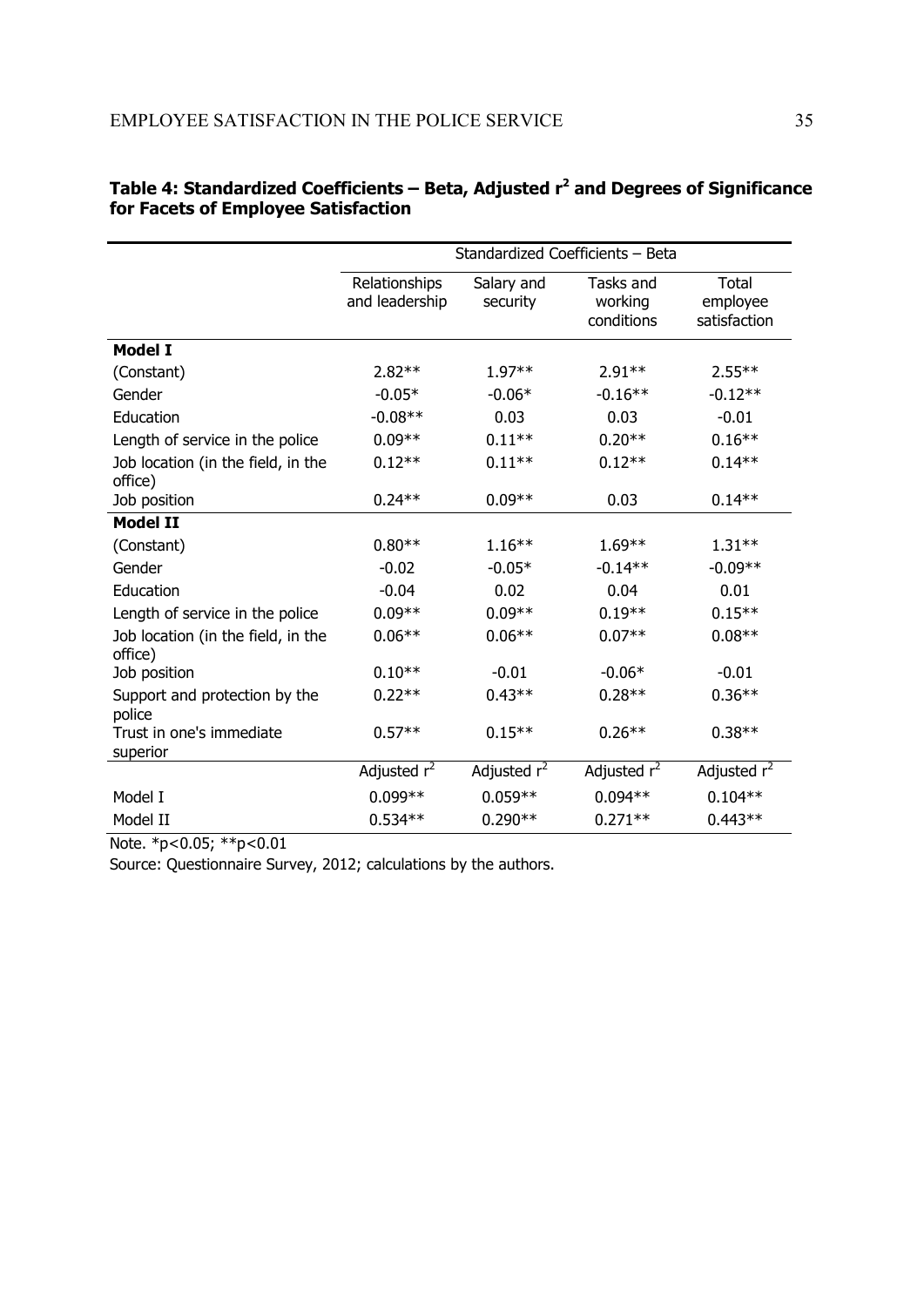**Table 4: Standardized Coefficients – Beta, Adjusted $r^2$ and Degrees of Significance for Facets of Employee Satisfaction**

| | Standardized Coefficients – Beta | | | |
|---|---|---|---|---|
| | Relationships and leadership | Salary and security | Tasks and working conditions | Total employee satisfaction |
| **Model I** | | | | |
| (Constant) | 2.82** | 1.97** | 2.91** | 2.55** |
| Gender | -0.05* | -0.06* | -0.16** | -0.12** |
| Education | -0.08** | 0.03 | 0.03 | -0.01 |
| Length of service in the police | 0.09** | 0.11** | 0.20** | 0.16** |
| Job location (in the field, in the office) | 0.12** | 0.11** | 0.12** | 0.14** |
| Job position | 0.24** | 0.09** | 0.03 | 0.14** |
| **Model II** | | | | |
| (Constant) | 0.80** | 1.16** | 1.69** | 1.31** |
| Gender | -0.02 | -0.05* | -0.14** | -0.09** |
| Education | -0.04 | 0.02 | 0.04 | 0.01 |
| Length of service in the police | 0.09** | 0.09** | 0.19** | 0.15** |
| Job location (in the field, in the office) | 0.06** | 0.06** | 0.07** | 0.08** |
| Job position | 0.10** | -0.01 | -0.06* | -0.01 |
| Support and protection by the police | 0.22** | 0.43** | 0.28** | 0.36** |
| Trust in one's immediate superior | 0.57** | 0.15** | 0.26** | 0.38** |
| | Adjusted $r^2$ | Adjusted $r^2$ | Adjusted $r^2$ | Adjusted $r^2$ |
| Model I | 0.099** | 0.059** | 0.094** | 0.104** |
| Model II | 0.534** | 0.290** | 0.271** | 0.443** |

Note. *$p<0.05$; **$p<0.01$

Source: Questionnaire Survey, 2012; calculations by the authors.